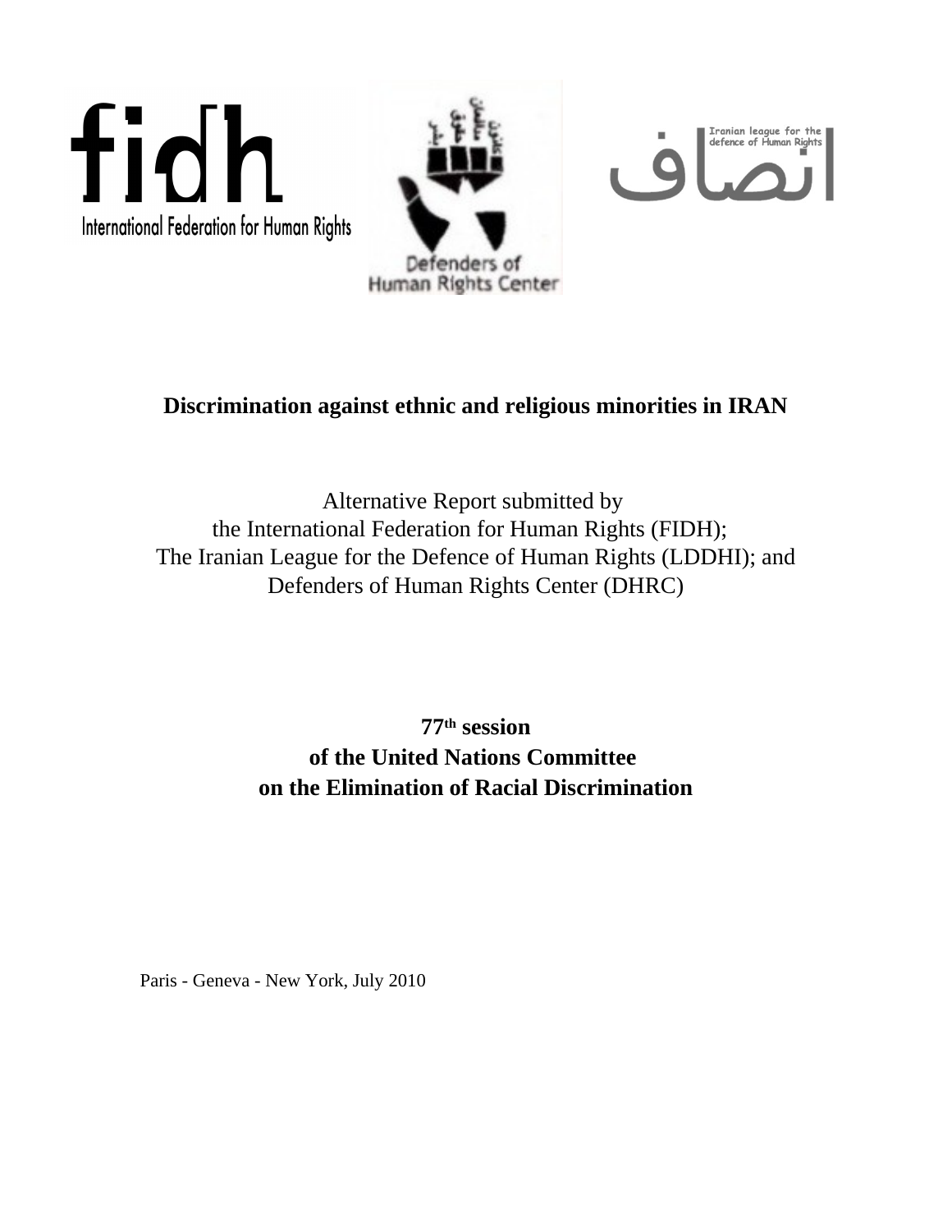fidh
International Federation for Human Rights

Defenders of Human Rights Center

انصاف
Iranian league for the defence of Human Rights

# Discrimination against ethnic and religious minorities in IRAN

Alternative Report submitted by
the International Federation for Human Rights (FIDH);
The Iranian League for the Defence of Human Rights (LDDHI); and
Defenders of Human Rights Center (DHRC)

**77th session**
**of the United Nations Committee**
**on the Elimination of Racial Discrimination**

Paris - Geneva - New York, July 2010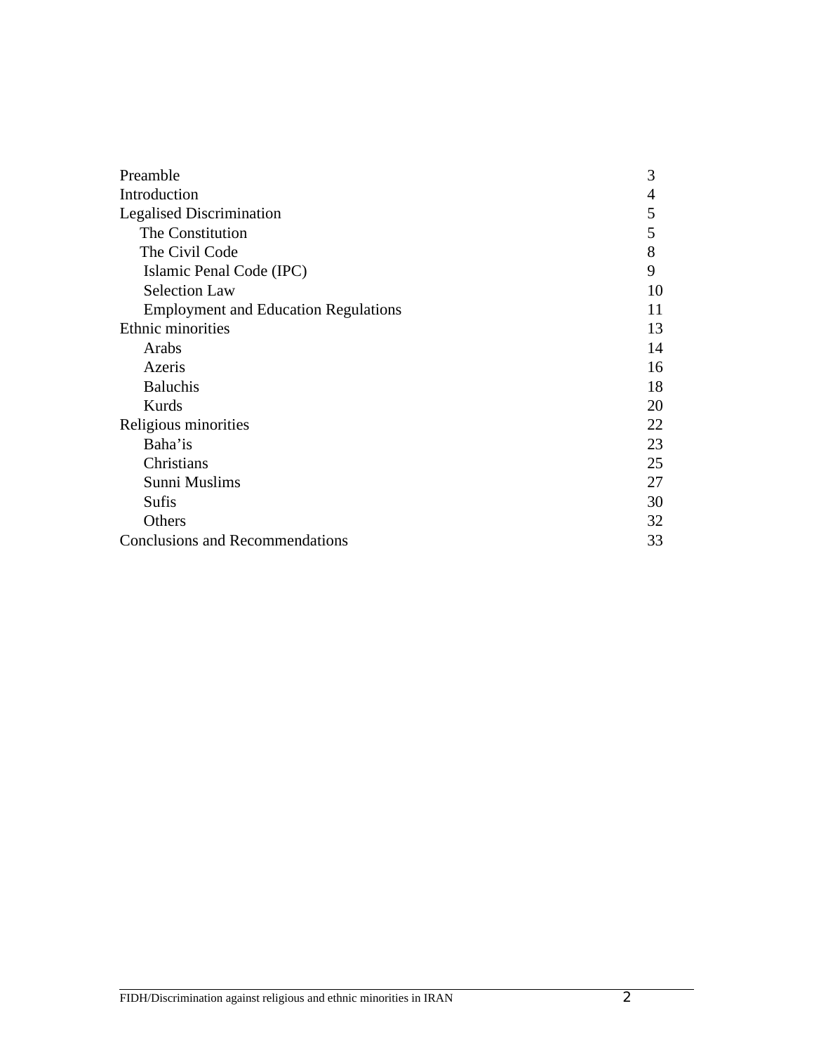| | |
|---|---|
| Preamble | 3 |
| Introduction | 4 |
| Legalised Discrimination | 5 |
| The Constitution | 5 |
| The Civil Code | 8 |
| Islamic Penal Code (IPC) | 9 |
| Selection Law | 10 |
| Employment and Education Regulations | 11 |
| Ethnic minorities | 13 |
| Arabs | 14 |
| Azeris | 16 |
| Baluchis | 18 |
| Kurds | 20 |
| Religious minorities | 22 |
| Baha'is | 23 |
| Christians | 25 |
| Sunni Muslims | 27 |
| Sufis | 30 |
| Others | 32 |
| Conclusions and Recommendations | 33 |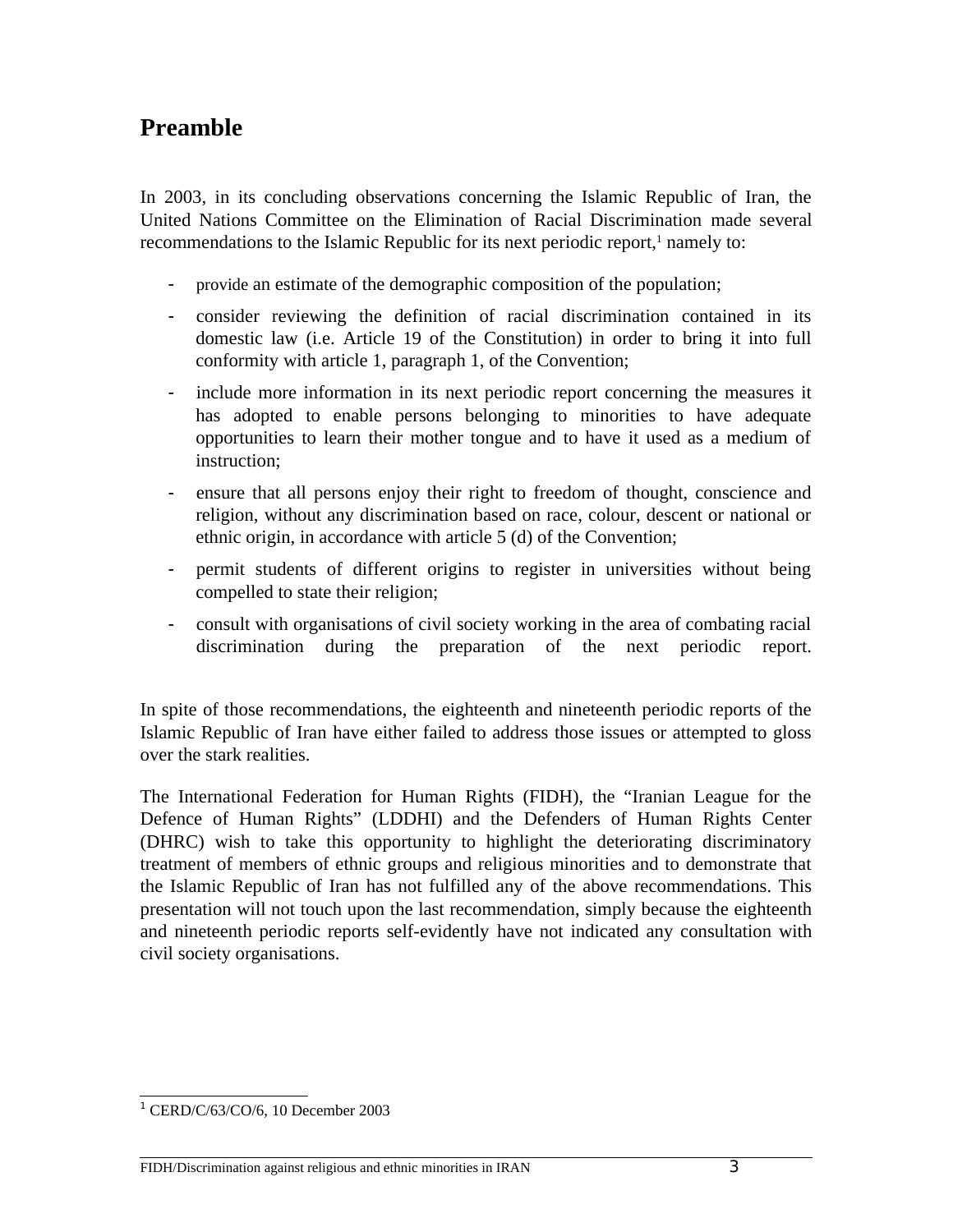# Preamble

In 2003, in its concluding observations concerning the Islamic Republic of Iran, the United Nations Committee on the Elimination of Racial Discrimination made several recommendations to the Islamic Republic for its next periodic report,[1] namely to:

- provide an estimate of the demographic composition of the population;
- consider reviewing the definition of racial discrimination contained in its domestic law (i.e. Article 19 of the Constitution) in order to bring it into full conformity with article 1, paragraph 1, of the Convention;
- include more information in its next periodic report concerning the measures it has adopted to enable persons belonging to minorities to have adequate opportunities to learn their mother tongue and to have it used as a medium of instruction;
- ensure that all persons enjoy their right to freedom of thought, conscience and religion, without any discrimination based on race, colour, descent or national or ethnic origin, in accordance with article 5 (d) of the Convention;
- permit students of different origins to register in universities without being compelled to state their religion;
- consult with organisations of civil society working in the area of combating racial discrimination during the preparation of the next periodic report.

In spite of those recommendations, the eighteenth and nineteenth periodic reports of the Islamic Republic of Iran have either failed to address those issues or attempted to gloss over the stark realities.

The International Federation for Human Rights (FIDH), the "Iranian League for the Defence of Human Rights" (LDDHI) and the Defenders of Human Rights Center (DHRC) wish to take this opportunity to highlight the deteriorating discriminatory treatment of members of ethnic groups and religious minorities and to demonstrate that the Islamic Republic of Iran has not fulfilled any of the above recommendations. This presentation will not touch upon the last recommendation, simply because the eighteenth and nineteenth periodic reports self-evidently have not indicated any consultation with civil society organisations.

[1] CERD/C/63/CO/6, 10 December 2003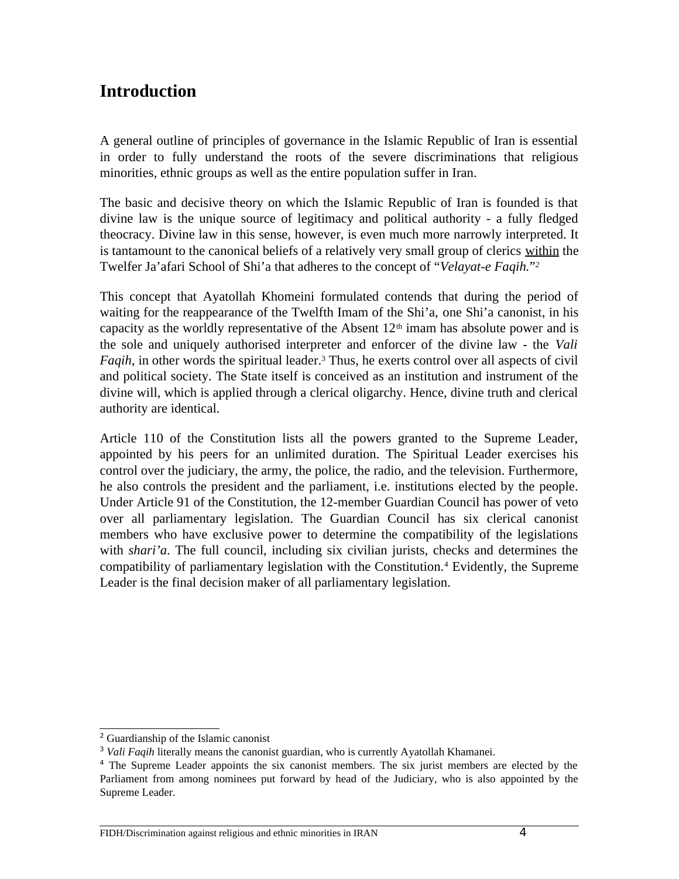## Introduction

A general outline of principles of governance in the Islamic Republic of Iran is essential in order to fully understand the roots of the severe discriminations that religious minorities, ethnic groups as well as the entire population suffer in Iran.

The basic and decisive theory on which the Islamic Republic of Iran is founded is that divine law is the unique source of legitimacy and political authority - a fully fledged theocracy. Divine law in this sense, however, is even much more narrowly interpreted. It is tantamount to the canonical beliefs of a relatively very small group of clerics <u>within</u> the Twelfer Ja'afari School of Shi'a that adheres to the concept of "*Velayat-e Faqih.*"[2]

This concept that Ayatollah Khomeini formulated contends that during the period of waiting for the reappearance of the Twelfth Imam of the Shi'a, one Shi'a canonist, in his capacity as the worldly representative of the Absent 12th imam has absolute power and is the sole and uniquely authorised interpreter and enforcer of the divine law - the *Vali Faqih*, in other words the spiritual leader.[3] Thus, he exerts control over all aspects of civil and political society. The State itself is conceived as an institution and instrument of the divine will, which is applied through a clerical oligarchy. Hence, divine truth and clerical authority are identical.

Article 110 of the Constitution lists all the powers granted to the Supreme Leader, appointed by his peers for an unlimited duration. The Spiritual Leader exercises his control over the judiciary, the army, the police, the radio, and the television. Furthermore, he also controls the president and the parliament, i.e. institutions elected by the people. Under Article 91 of the Constitution, the 12-member Guardian Council has power of veto over all parliamentary legislation. The Guardian Council has six clerical canonist members who have exclusive power to determine the compatibility of the legislations with *shari'a*. The full council, including six civilian jurists, checks and determines the compatibility of parliamentary legislation with the Constitution.[4] Evidently, the Supreme Leader is the final decision maker of all parliamentary legislation.

---

[2] Guardianship of the Islamic canonist

[3] *Vali Faqih* literally means the canonist guardian, who is currently Ayatollah Khamanei.

[4] The Supreme Leader appoints the six canonist members. The six jurist members are elected by the Parliament from among nominees put forward by head of the Judiciary, who is also appointed by the Supreme Leader.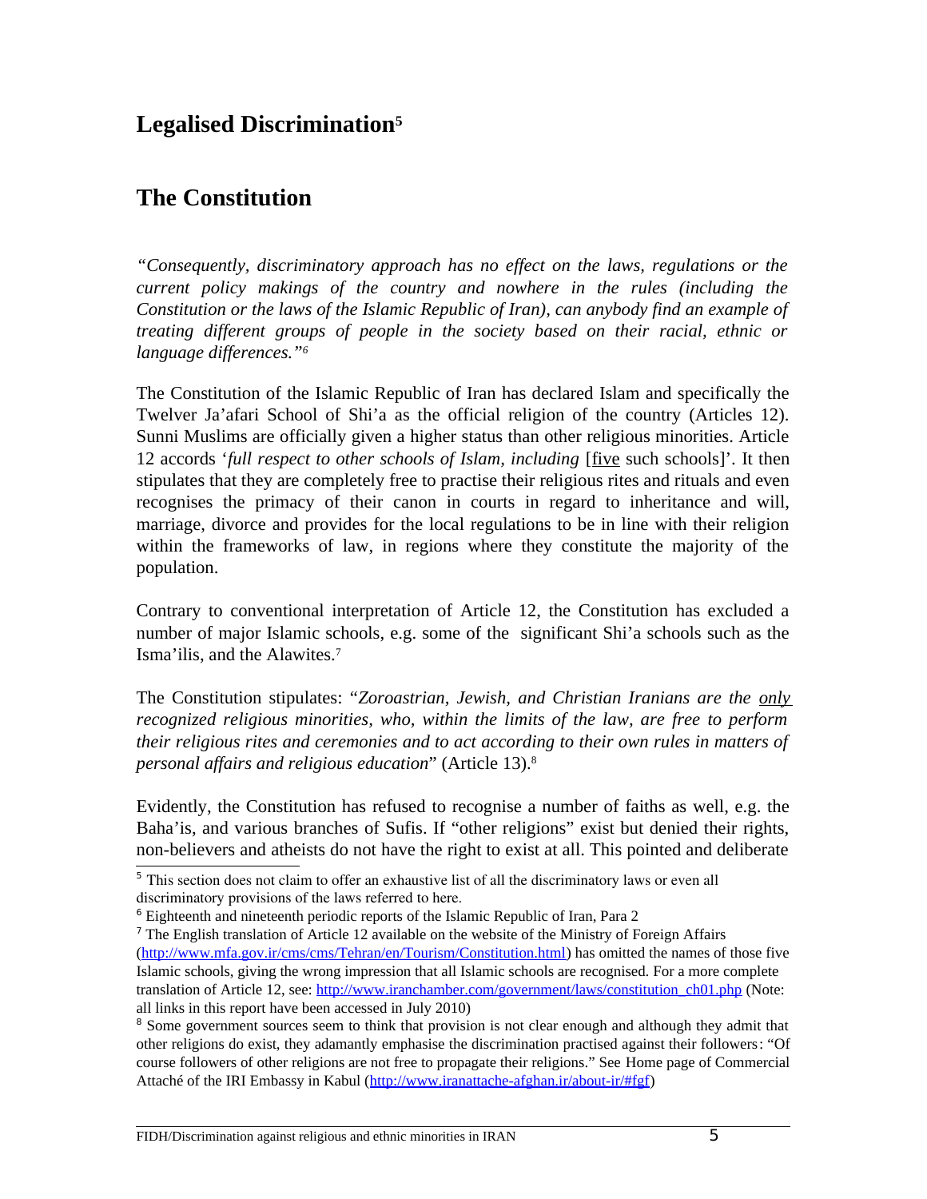## Legalised Discrimination[5]

## The Constitution

*"Consequently, discriminatory approach has no effect on the laws, regulations or the current policy makings of the country and nowhere in the rules (including the Constitution or the laws of the Islamic Republic of Iran), can anybody find an example of treating different groups of people in the society based on their racial, ethnic or language differences."[6]*

The Constitution of the Islamic Republic of Iran has declared Islam and specifically the Twelver Ja'afari School of Shi'a as the official religion of the country (Articles 12). Sunni Muslims are officially given a higher status than other religious minorities. Article 12 accords '*full respect to other schools of Islam, including* [five such schools]'. It then stipulates that they are completely free to practise their religious rites and rituals and even recognises the primacy of their canon in courts in regard to inheritance and will, marriage, divorce and provides for the local regulations to be in line with their religion within the frameworks of law, in regions where they constitute the majority of the population.

Contrary to conventional interpretation of Article 12, the Constitution has excluded a number of major Islamic schools, e.g. some of the significant Shi'a schools such as the Isma'ilis, and the Alawites.[7]

The Constitution stipulates: "*Zoroastrian, Jewish, and Christian Iranians are the only recognized religious minorities, who, within the limits of the law, are free to perform their religious rites and ceremonies and to act according to their own rules in matters of personal affairs and religious education*" (Article 13).[8]

Evidently, the Constitution has refused to recognise a number of faiths as well, e.g. the Baha'is, and various branches of Sufis. If "other religions" exist but denied their rights, non-believers and atheists do not have the right to exist at all. This pointed and deliberate

---

[5] This section does not claim to offer an exhaustive list of all the discriminatory laws or even all discriminatory provisions of the laws referred to here.

[6] Eighteenth and nineteenth periodic reports of the Islamic Republic of Iran, Para 2

[7] The English translation of Article 12 available on the website of the Ministry of Foreign Affairs (http://www.mfa.gov.ir/cms/cms/Tehran/en/Tourism/Constitution.html) has omitted the names of those five Islamic schools, giving the wrong impression that all Islamic schools are recognised. For a more complete translation of Article 12, see: http://www.iranchamber.com/government/laws/constitution_ch01.php (Note: all links in this report have been accessed in July 2010)

[8] Some government sources seem to think that provision is not clear enough and although they admit that other religions do exist, they adamantly emphasise the discrimination practised against their followers: "Of course followers of other religions are not free to propagate their religions." See Home page of Commercial Attaché of the IRI Embassy in Kabul (http://www.iranattache-afghan.ir/about-ir/#fgf)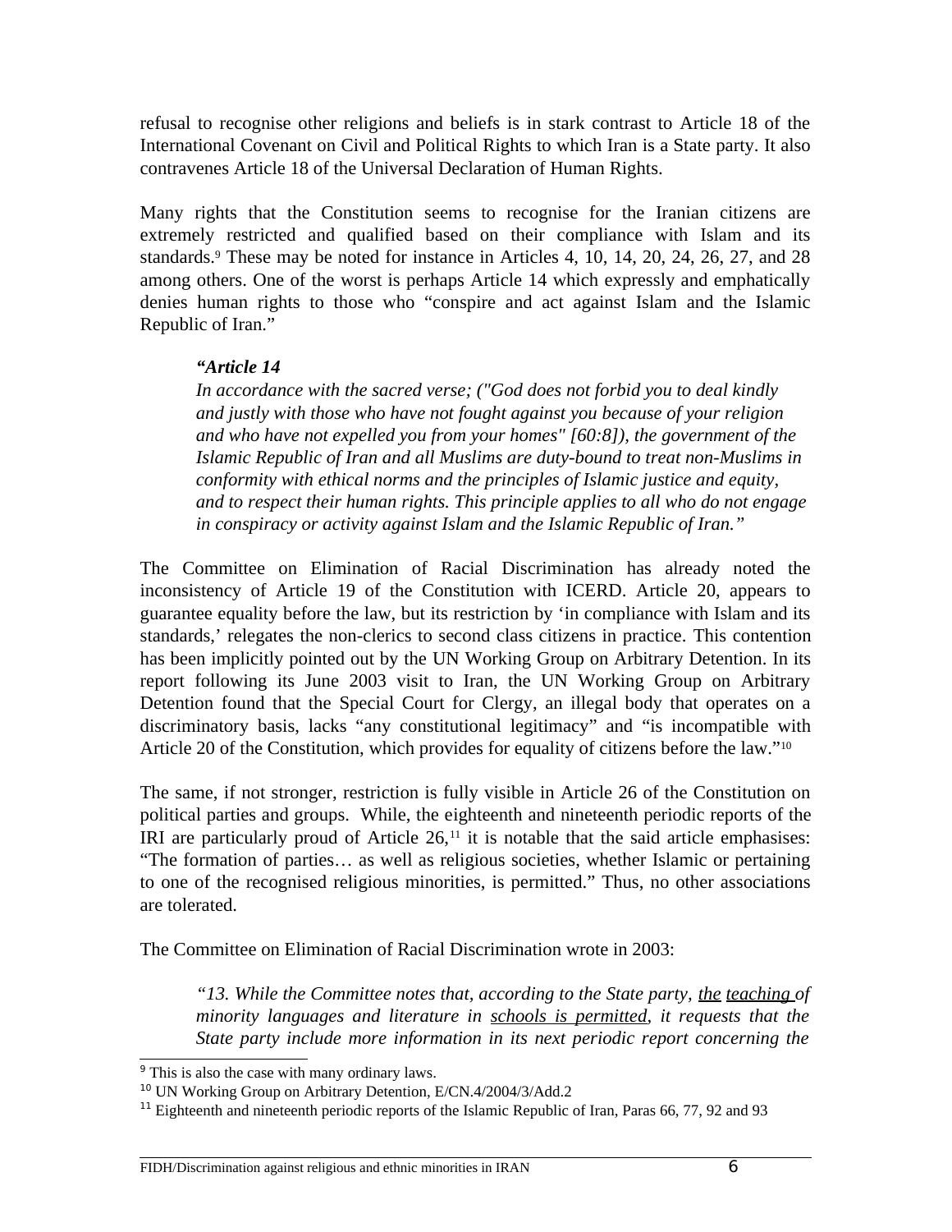refusal to recognise other religions and beliefs is in stark contrast to Article 18 of the International Covenant on Civil and Political Rights to which Iran is a State party. It also contravenes Article 18 of the Universal Declaration of Human Rights.

Many rights that the Constitution seems to recognise for the Iranian citizens are extremely restricted and qualified based on their compliance with Islam and its standards.[9] These may be noted for instance in Articles 4, 10, 14, 20, 24, 26, 27, and 28 among others. One of the worst is perhaps Article 14 which expressly and emphatically denies human rights to those who "conspire and act against Islam and the Islamic Republic of Iran."

> ***"Article 14***
> *In accordance with the sacred verse; ("God does not forbid you to deal kindly and justly with those who have not fought against you because of your religion and who have not expelled you from your homes" [60:8]), the government of the Islamic Republic of Iran and all Muslims are duty-bound to treat non-Muslims in conformity with ethical norms and the principles of Islamic justice and equity, and to respect their human rights. This principle applies to all who do not engage in conspiracy or activity against Islam and the Islamic Republic of Iran."*

The Committee on Elimination of Racial Discrimination has already noted the inconsistency of Article 19 of the Constitution with ICERD. Article 20, appears to guarantee equality before the law, but its restriction by 'in compliance with Islam and its standards,' relegates the non-clerics to second class citizens in practice. This contention has been implicitly pointed out by the UN Working Group on Arbitrary Detention. In its report following its June 2003 visit to Iran, the UN Working Group on Arbitrary Detention found that the Special Court for Clergy, an illegal body that operates on a discriminatory basis, lacks "any constitutional legitimacy" and "is incompatible with Article 20 of the Constitution, which provides for equality of citizens before the law."[10]

The same, if not stronger, restriction is fully visible in Article 26 of the Constitution on political parties and groups. While, the eighteenth and nineteenth periodic reports of the IRI are particularly proud of Article 26,[11] it is notable that the said article emphasises: "The formation of parties… as well as religious societies, whether Islamic or pertaining to one of the recognised religious minorities, is permitted." Thus, no other associations are tolerated.

The Committee on Elimination of Racial Discrimination wrote in 2003:

> *"13. While the Committee notes that, according to the State party, <u>the</u> <u>teaching</u> of minority languages and literature in <u>schools is permitted</u>, it requests that the State party include more information in its next periodic report concerning the*

---

[9] This is also the case with many ordinary laws.

[10] UN Working Group on Arbitrary Detention, E/CN.4/2004/3/Add.2

[11] Eighteenth and nineteenth periodic reports of the Islamic Republic of Iran, Paras 66, 77, 92 and 93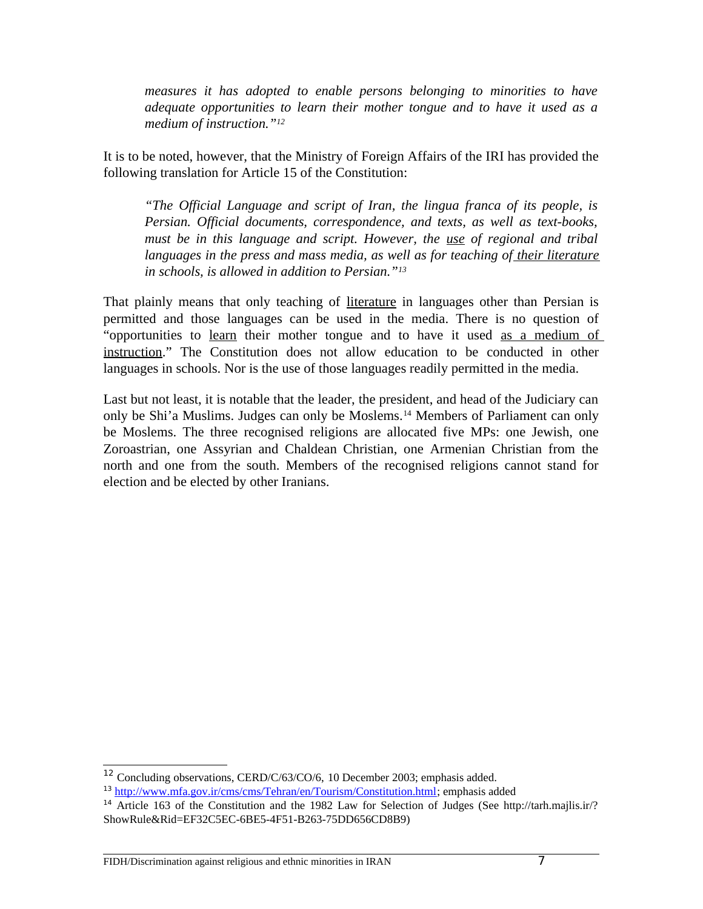> *measures it has adopted to enable persons belonging to minorities to have adequate opportunities to learn their mother tongue and to have it used as a medium of instruction."*[12]

It is to be noted, however, that the Ministry of Foreign Affairs of the IRI has provided the following translation for Article 15 of the Constitution:

> *"The Official Language and script of Iran, the lingua franca of its people, is Persian. Official documents, correspondence, and texts, as well as text-books, must be in this language and script. However, the <u>use</u> of regional and tribal languages in the press and mass media, as well as for teaching of <u>their literature</u> in schools, is allowed in addition to Persian."*[13]

That plainly means that only teaching of <u>literature</u> in languages other than Persian is permitted and those languages can be used in the media. There is no question of "opportunities to <u>learn</u> their mother tongue and to have it used <u>as a medium of instruction</u>." The Constitution does not allow education to be conducted in other languages in schools. Nor is the use of those languages readily permitted in the media.

Last but not least, it is notable that the leader, the president, and head of the Judiciary can only be Shi'a Muslims. Judges can only be Moslems.[14] Members of Parliament can only be Moslems. The three recognised religions are allocated five MPs: one Jewish, one Zoroastrian, one Assyrian and Chaldean Christian, one Armenian Christian from the north and one from the south. Members of the recognised religions cannot stand for election and be elected by other Iranians.

---

[12] Concluding observations, CERD/C/63/CO/6, 10 December 2003; emphasis added.

[13] http://www.mfa.gov.ir/cms/cms/Tehran/en/Tourism/Constitution.html; emphasis added

[14] Article 163 of the Constitution and the 1982 Law for Selection of Judges (See http://tarh.majlis.ir/?ShowRule&Rid=EF32C5EC-6BE5-4F51-B263-75DD656CD8B9)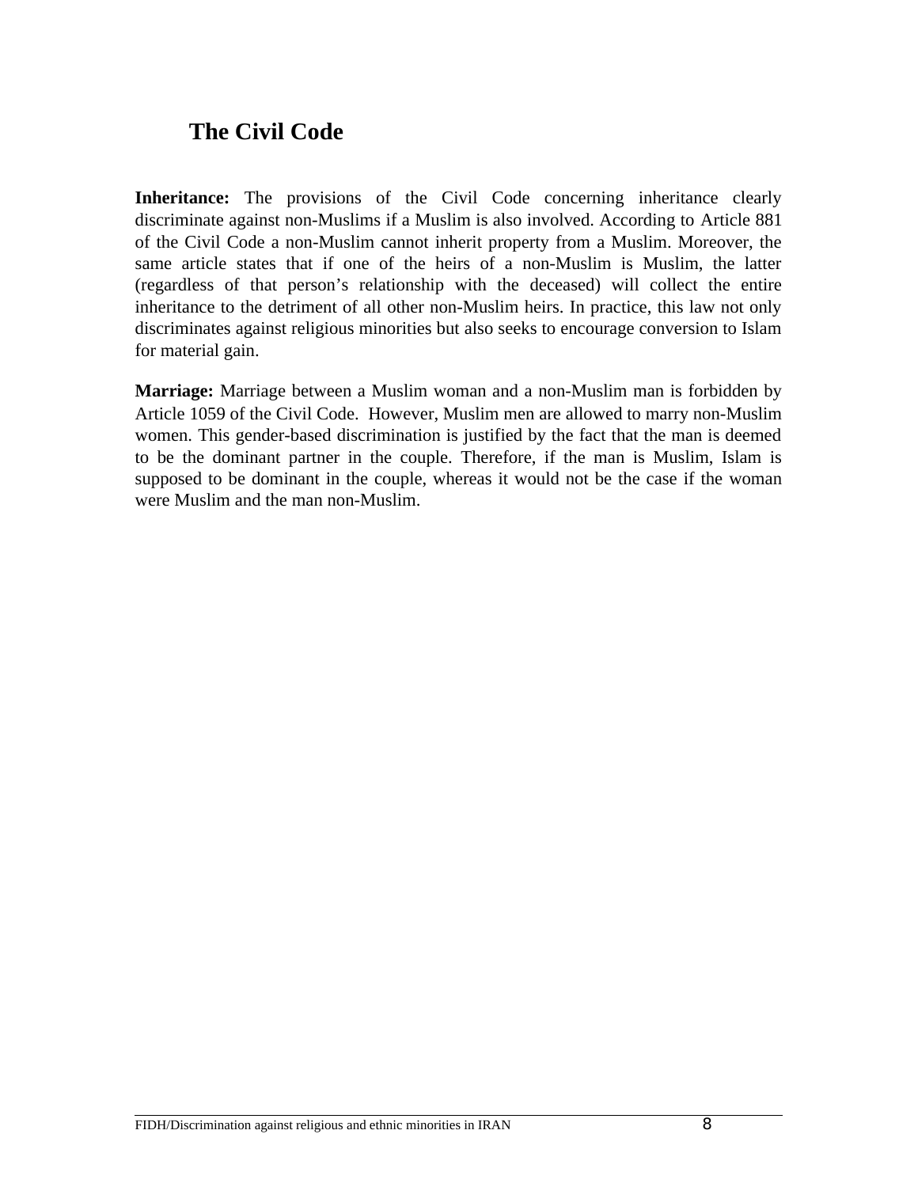## The Civil Code

**Inheritance:** The provisions of the Civil Code concerning inheritance clearly discriminate against non-Muslims if a Muslim is also involved. According to Article 881 of the Civil Code a non-Muslim cannot inherit property from a Muslim. Moreover, the same article states that if one of the heirs of a non-Muslim is Muslim, the latter (regardless of that person's relationship with the deceased) will collect the entire inheritance to the detriment of all other non-Muslim heirs. In practice, this law not only discriminates against religious minorities but also seeks to encourage conversion to Islam for material gain.

**Marriage:** Marriage between a Muslim woman and a non-Muslim man is forbidden by Article 1059 of the Civil Code. However, Muslim men are allowed to marry non-Muslim women. This gender-based discrimination is justified by the fact that the man is deemed to be the dominant partner in the couple. Therefore, if the man is Muslim, Islam is supposed to be dominant in the couple, whereas it would not be the case if the woman were Muslim and the man non-Muslim.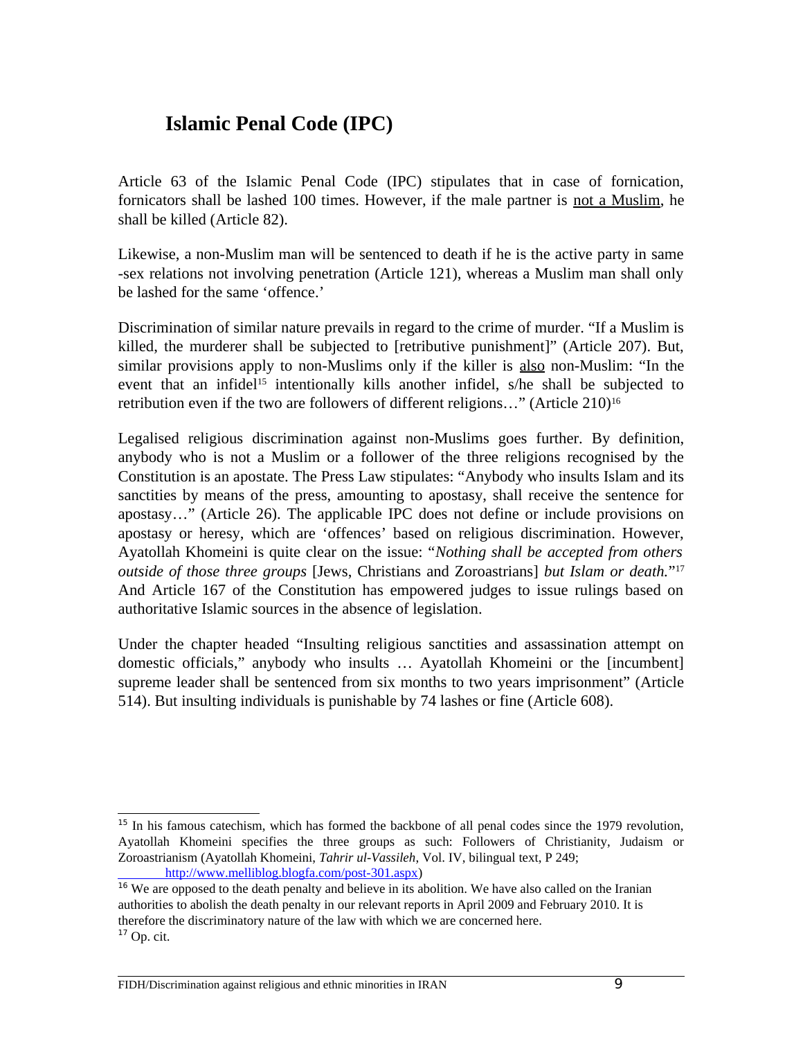## Islamic Penal Code (IPC)

Article 63 of the Islamic Penal Code (IPC) stipulates that in case of fornication, fornicators shall be lashed 100 times. However, if the male partner is not a Muslim, he shall be killed (Article 82).

Likewise, a non-Muslim man will be sentenced to death if he is the active party in same -sex relations not involving penetration (Article 121), whereas a Muslim man shall only be lashed for the same 'offence.'

Discrimination of similar nature prevails in regard to the crime of murder. "If a Muslim is killed, the murderer shall be subjected to [retributive punishment]" (Article 207). But, similar provisions apply to non-Muslims only if the killer is also non-Muslim: "In the event that an infidel[15] intentionally kills another infidel, s/he shall be subjected to retribution even if the two are followers of different religions…" (Article 210)[16]

Legalised religious discrimination against non-Muslims goes further. By definition, anybody who is not a Muslim or a follower of the three religions recognised by the Constitution is an apostate. The Press Law stipulates: "Anybody who insults Islam and its sanctities by means of the press, amounting to apostasy, shall receive the sentence for apostasy…" (Article 26). The applicable IPC does not define or include provisions on apostasy or heresy, which are 'offences' based on religious discrimination. However, Ayatollah Khomeini is quite clear on the issue: "*Nothing shall be accepted from others outside of those three groups* [Jews, Christians and Zoroastrians] *but Islam or death.*"[17] And Article 167 of the Constitution has empowered judges to issue rulings based on authoritative Islamic sources in the absence of legislation.

Under the chapter headed "Insulting religious sanctities and assassination attempt on domestic officials," anybody who insults … Ayatollah Khomeini or the [incumbent] supreme leader shall be sentenced from six months to two years imprisonment" (Article 514). But insulting individuals is punishable by 74 lashes or fine (Article 608).

---

[15] In his famous catechism, which has formed the backbone of all penal codes since the 1979 revolution, Ayatollah Khomeini specifies the three groups as such: Followers of Christianity, Judaism or Zoroastrianism (Ayatollah Khomeini, *Tahrir ul-Vassileh*, Vol. IV, bilingual text, P 249; http://www.melliblog.blogfa.com/post-301.aspx)

[16] We are opposed to the death penalty and believe in its abolition. We have also called on the Iranian authorities to abolish the death penalty in our relevant reports in April 2009 and February 2010. It is therefore the discriminatory nature of the law with which we are concerned here.

[17] Op. cit.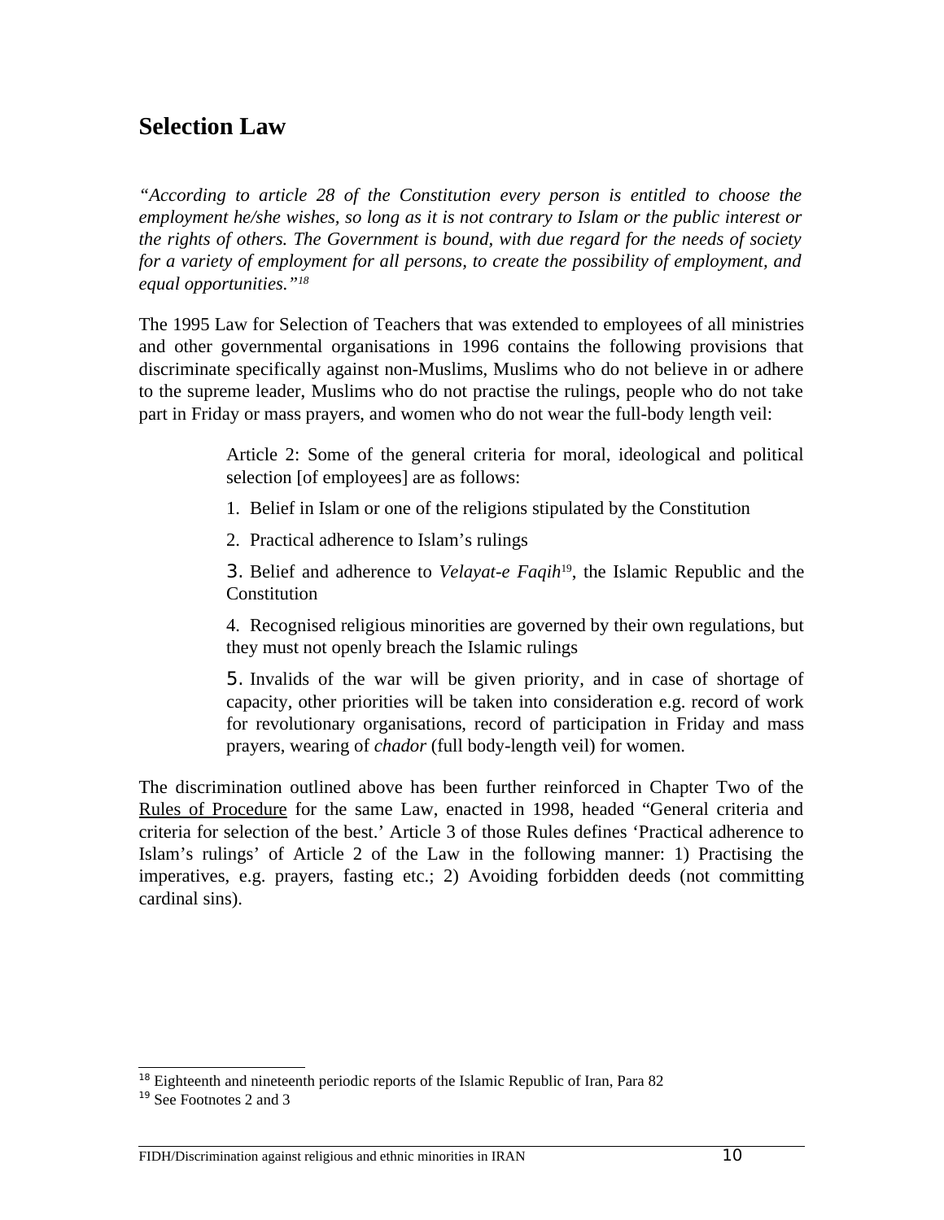## Selection Law

*"According to article 28 of the Constitution every person is entitled to choose the employment he/she wishes, so long as it is not contrary to Islam or the public interest or the rights of others. The Government is bound, with due regard for the needs of society for a variety of employment for all persons, to create the possibility of employment, and equal opportunities."*[18]

The 1995 Law for Selection of Teachers that was extended to employees of all ministries and other governmental organisations in 1996 contains the following provisions that discriminate specifically against non-Muslims, Muslims who do not believe in or adhere to the supreme leader, Muslims who do not practise the rulings, people who do not take part in Friday or mass prayers, and women who do not wear the full-body length veil:

> Article 2: Some of the general criteria for moral, ideological and political selection [of employees] are as follows:
>
> 1. Belief in Islam or one of the religions stipulated by the Constitution
> 2. Practical adherence to Islam's rulings
> 3. Belief and adherence to *Velayat-e Faqih*[19], the Islamic Republic and the Constitution
> 4. Recognised religious minorities are governed by their own regulations, but they must not openly breach the Islamic rulings
> 5. Invalids of the war will be given priority, and in case of shortage of capacity, other priorities will be taken into consideration e.g. record of work for revolutionary organisations, record of participation in Friday and mass prayers, wearing of *chador* (full body-length veil) for women.

The discrimination outlined above has been further reinforced in Chapter Two of the Rules of Procedure for the same Law, enacted in 1998, headed "General criteria and criteria for selection of the best.' Article 3 of those Rules defines 'Practical adherence to Islam's rulings' of Article 2 of the Law in the following manner: 1) Practising the imperatives, e.g. prayers, fasting etc.; 2) Avoiding forbidden deeds (not committing cardinal sins).

---

[18] Eighteenth and nineteenth periodic reports of the Islamic Republic of Iran, Para 82

[19] See Footnotes 2 and 3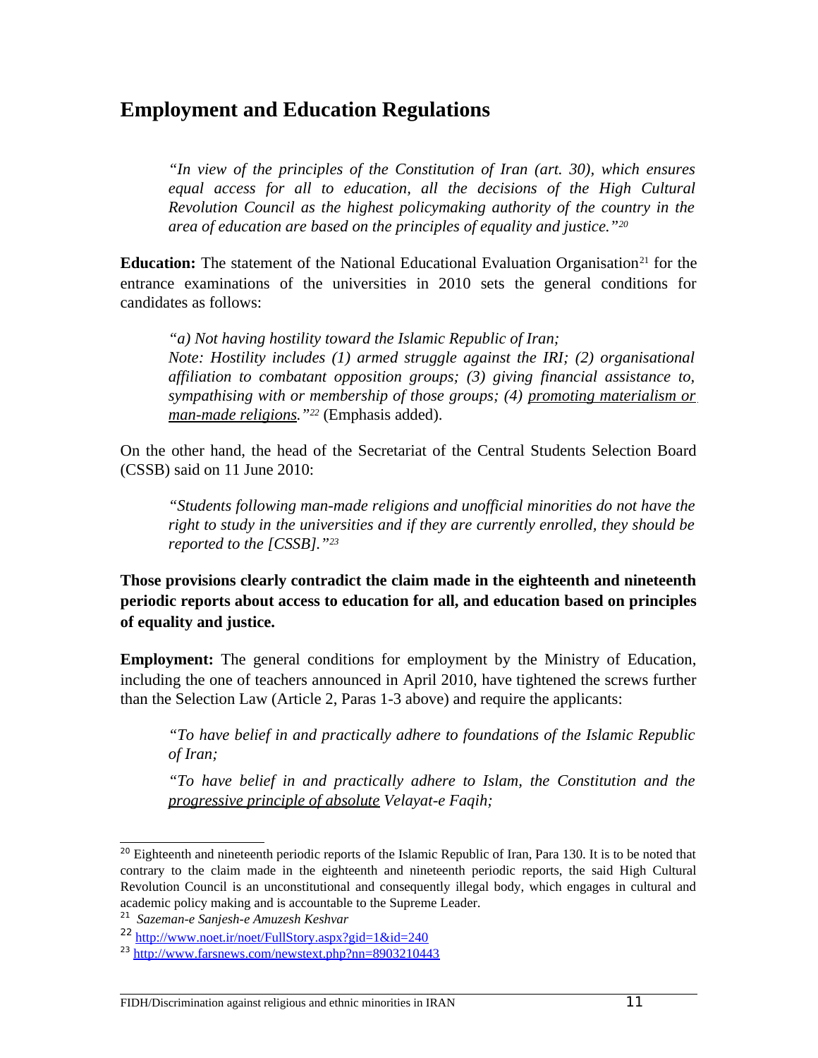## Employment and Education Regulations

> *"In view of the principles of the Constitution of Iran (art. 30), which ensures equal access for all to education, all the decisions of the High Cultural Revolution Council as the highest policymaking authority of the country in the area of education are based on the principles of equality and justice."*[20]

**Education:** The statement of the National Educational Evaluation Organisation[21] for the entrance examinations of the universities in 2010 sets the general conditions for candidates as follows:

> *"a) Not having hostility toward the Islamic Republic of Iran;*
> *Note: Hostility includes (1) armed struggle against the IRI; (2) organisational affiliation to combatant opposition groups; (3) giving financial assistance to, sympathising with or membership of those groups; (4) <u>promoting materialism or man-made religions</u>."*[22] (Emphasis added).

On the other hand, the head of the Secretariat of the Central Students Selection Board (CSSB) said on 11 June 2010:

> *"Students following man-made religions and unofficial minorities do not have the right to study in the universities and if they are currently enrolled, they should be reported to the [CSSB]."*[23]

**Those provisions clearly contradict the claim made in the eighteenth and nineteenth periodic reports about access to education for all, and education based on principles of equality and justice.**

**Employment:** The general conditions for employment by the Ministry of Education, including the one of teachers announced in April 2010, have tightened the screws further than the Selection Law (Article 2, Paras 1-3 above) and require the applicants:

> *"To have belief in and practically adhere to foundations of the Islamic Republic of Iran;*
>
> *"To have belief in and practically adhere to Islam, the Constitution and the <u>progressive principle of absolute</u> Velayat-e Faqih;*

---

[20] Eighteenth and nineteenth periodic reports of the Islamic Republic of Iran, Para 130. It is to be noted that contrary to the claim made in the eighteenth and nineteenth periodic reports, the said High Cultural Revolution Council is an unconstitutional and consequently illegal body, which engages in cultural and academic policy making and is accountable to the Supreme Leader.

[21] *Sazeman-e Sanjesh-e Amuzesh Keshvar*

[22] http://www.noet.ir/noet/FullStory.aspx?gid=1&id=240

[23] http://www.farsnews.com/newstext.php?nn=8903210443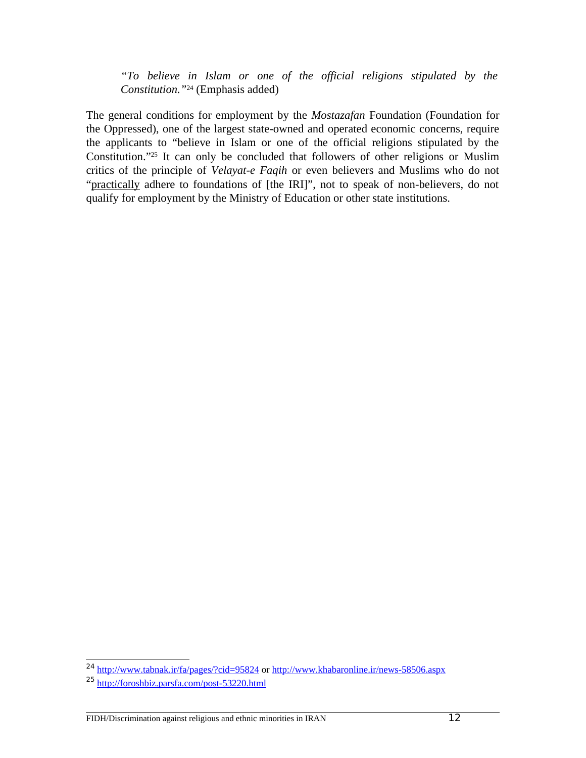> *"To believe in Islam or one of the official religions stipulated by the Constitution."*[24] (Emphasis added)

The general conditions for employment by the *Mostazafan* Foundation (Foundation for the Oppressed), one of the largest state-owned and operated economic concerns, require the applicants to "believe in Islam or one of the official religions stipulated by the Constitution."[25] It can only be concluded that followers of other religions or Muslim critics of the principle of *Velayat-e Faqih* or even believers and Muslims who do not "<u>practically</u> adhere to foundations of [the IRI]", not to speak of non-believers, do not qualify for employment by the Ministry of Education or other state institutions.

---

[24] http://www.tabnak.ir/fa/pages/?cid=95824 or http://www.khabaronline.ir/news-58506.aspx

[25] http://foroshbiz.parsfa.com/post-53220.html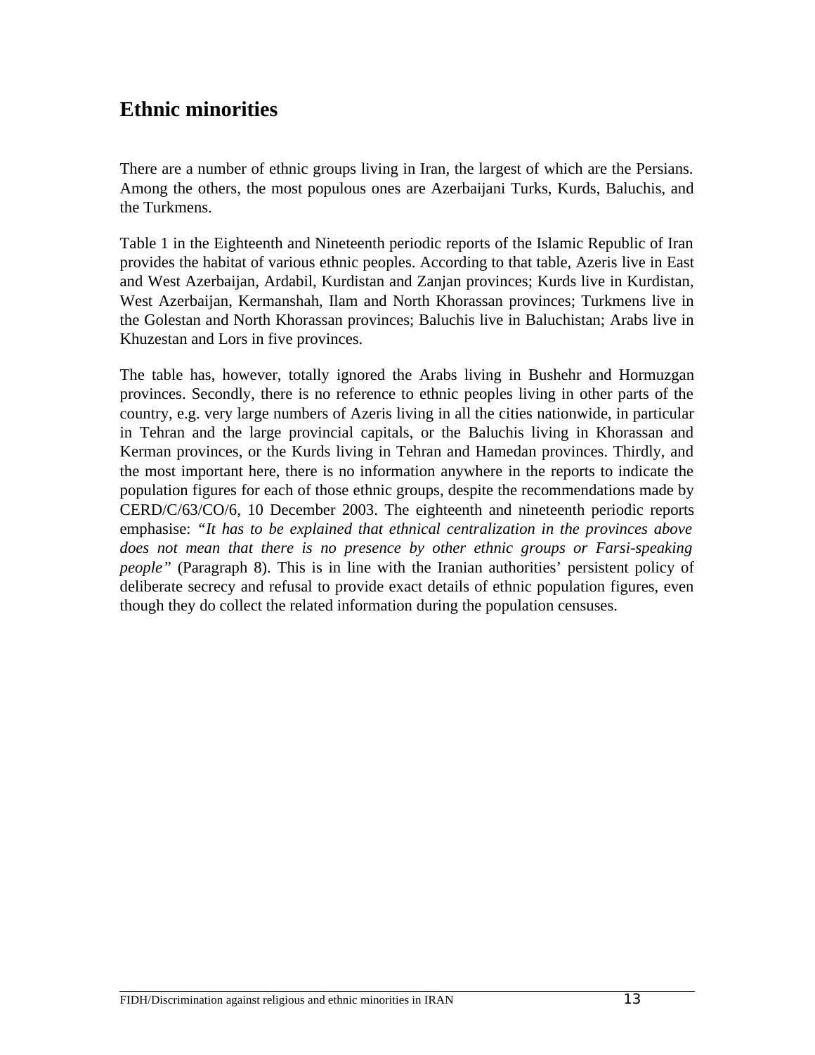## Ethnic minorities

There are a number of ethnic groups living in Iran, the largest of which are the Persians. Among the others, the most populous ones are Azerbaijani Turks, Kurds, Baluchis, and the Turkmens.

Table 1 in the Eighteenth and Nineteenth periodic reports of the Islamic Republic of Iran provides the habitat of various ethnic peoples. According to that table, Azeris live in East and West Azerbaijan, Ardabil, Kurdistan and Zanjan provinces; Kurds live in Kurdistan, West Azerbaijan, Kermanshah, Ilam and North Khorassan provinces; Turkmens live in the Golestan and North Khorassan provinces; Baluchis live in Baluchistan; Arabs live in Khuzestan and Lors in five provinces.

The table has, however, totally ignored the Arabs living in Bushehr and Hormuzgan provinces. Secondly, there is no reference to ethnic peoples living in other parts of the country, e.g. very large numbers of Azeris living in all the cities nationwide, in particular in Tehran and the large provincial capitals, or the Baluchis living in Khorassan and Kerman provinces, or the Kurds living in Tehran and Hamedan provinces. Thirdly, and the most important here, there is no information anywhere in the reports to indicate the population figures for each of those ethnic groups, despite the recommendations made by CERD/C/63/CO/6, 10 December 2003. The eighteenth and nineteenth periodic reports emphasise: *"It has to be explained that ethnical centralization in the provinces above does not mean that there is no presence by other ethnic groups or Farsi-speaking people"* (Paragraph 8). This is in line with the Iranian authorities' persistent policy of deliberate secrecy and refusal to provide exact details of ethnic population figures, even though they do collect the related information during the population censuses.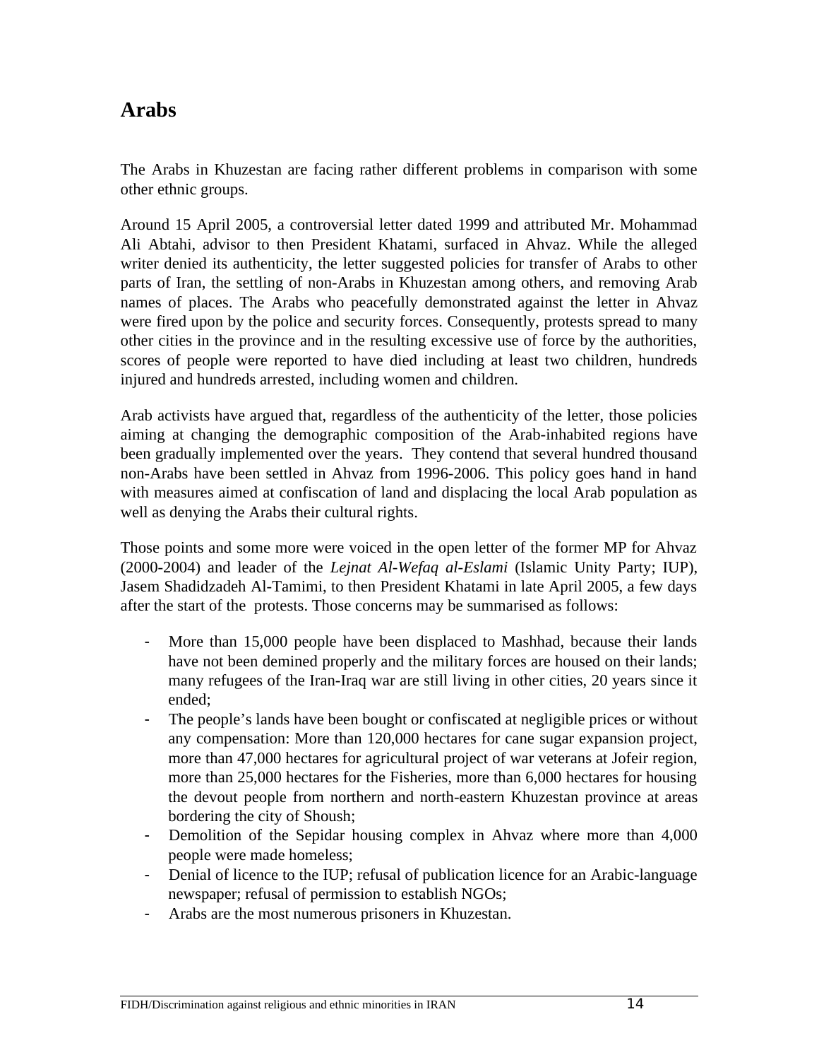# Arabs

The Arabs in Khuzestan are facing rather different problems in comparison with some other ethnic groups.

Around 15 April 2005, a controversial letter dated 1999 and attributed Mr. Mohammad Ali Abtahi, advisor to then President Khatami, surfaced in Ahvaz. While the alleged writer denied its authenticity, the letter suggested policies for transfer of Arabs to other parts of Iran, the settling of non-Arabs in Khuzestan among others, and removing Arab names of places. The Arabs who peacefully demonstrated against the letter in Ahvaz were fired upon by the police and security forces. Consequently, protests spread to many other cities in the province and in the resulting excessive use of force by the authorities, scores of people were reported to have died including at least two children, hundreds injured and hundreds arrested, including women and children.

Arab activists have argued that, regardless of the authenticity of the letter, those policies aiming at changing the demographic composition of the Arab-inhabited regions have been gradually implemented over the years. They contend that several hundred thousand non-Arabs have been settled in Ahvaz from 1996-2006. This policy goes hand in hand with measures aimed at confiscation of land and displacing the local Arab population as well as denying the Arabs their cultural rights.

Those points and some more were voiced in the open letter of the former MP for Ahvaz (2000-2004) and leader of the *Lejnat Al-Wefaq al-Eslami* (Islamic Unity Party; IUP), Jasem Shadidzadeh Al-Tamimi, to then President Khatami in late April 2005, a few days after the start of the protests. Those concerns may be summarised as follows:

- More than 15,000 people have been displaced to Mashhad, because their lands have not been demined properly and the military forces are housed on their lands; many refugees of the Iran-Iraq war are still living in other cities, 20 years since it ended;
- The people's lands have been bought or confiscated at negligible prices or without any compensation: More than 120,000 hectares for cane sugar expansion project, more than 47,000 hectares for agricultural project of war veterans at Jofeir region, more than 25,000 hectares for the Fisheries, more than 6,000 hectares for housing the devout people from northern and north-eastern Khuzestan province at areas bordering the city of Shoush;
- Demolition of the Sepidar housing complex in Ahvaz where more than 4,000 people were made homeless;
- Denial of licence to the IUP; refusal of publication licence for an Arabic-language newspaper; refusal of permission to establish NGOs;
- Arabs are the most numerous prisoners in Khuzestan.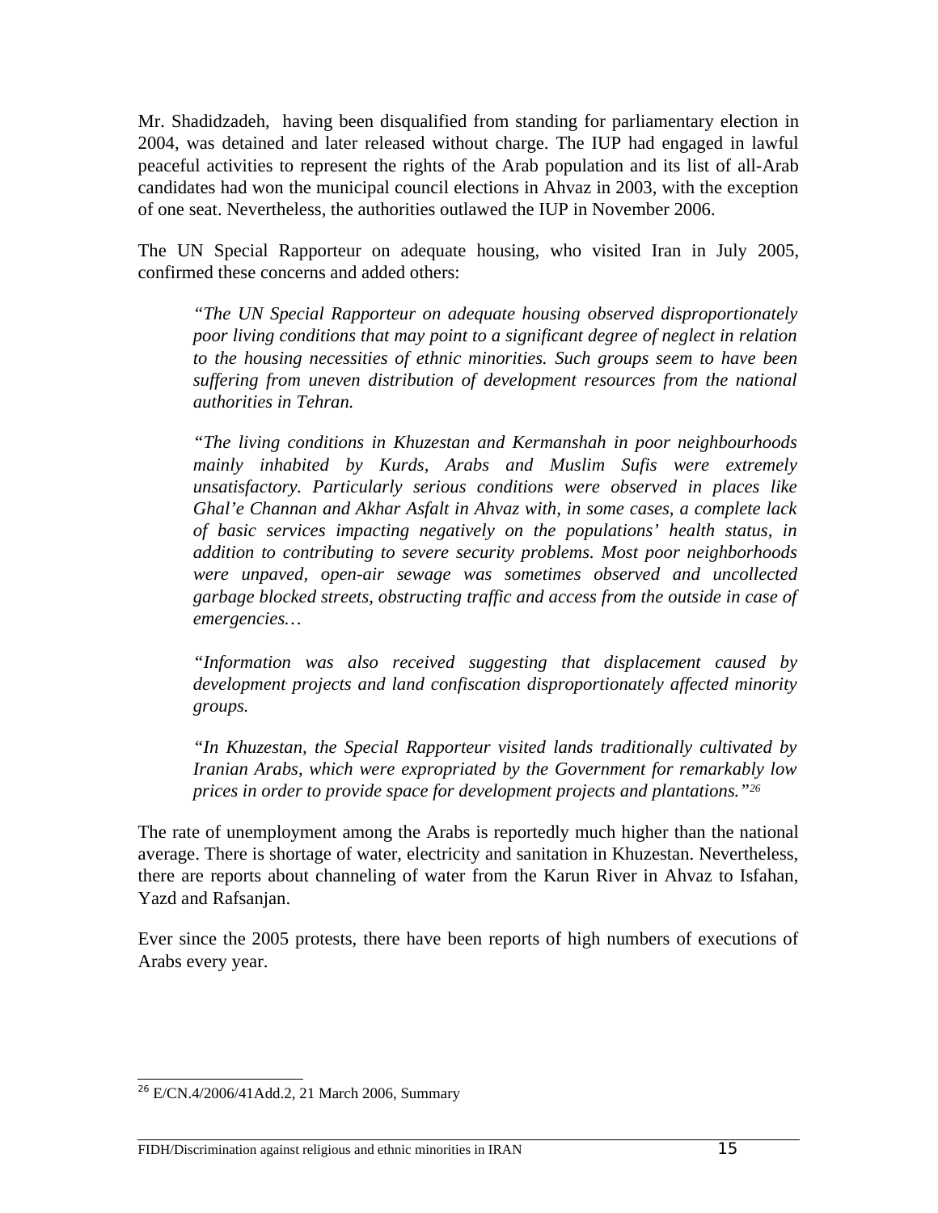Mr. Shadidzadeh, having been disqualified from standing for parliamentary election in 2004, was detained and later released without charge. The IUP had engaged in lawful peaceful activities to represent the rights of the Arab population and its list of all-Arab candidates had won the municipal council elections in Ahvaz in 2003, with the exception of one seat. Nevertheless, the authorities outlawed the IUP in November 2006.

The UN Special Rapporteur on adequate housing, who visited Iran in July 2005, confirmed these concerns and added others:

> *"The UN Special Rapporteur on adequate housing observed disproportionately poor living conditions that may point to a significant degree of neglect in relation to the housing necessities of ethnic minorities. Such groups seem to have been suffering from uneven distribution of development resources from the national authorities in Tehran.*
>
> *"The living conditions in Khuzestan and Kermanshah in poor neighbourhoods mainly inhabited by Kurds, Arabs and Muslim Sufis were extremely unsatisfactory. Particularly serious conditions were observed in places like Ghal'e Channan and Akhar Asfalt in Ahvaz with, in some cases, a complete lack of basic services impacting negatively on the populations' health status, in addition to contributing to severe security problems. Most poor neighborhoods were unpaved, open-air sewage was sometimes observed and uncollected garbage blocked streets, obstructing traffic and access from the outside in case of emergencies…*
>
> *"Information was also received suggesting that displacement caused by development projects and land confiscation disproportionately affected minority groups.*
>
> *"In Khuzestan, the Special Rapporteur visited lands traditionally cultivated by Iranian Arabs, which were expropriated by the Government for remarkably low prices in order to provide space for development projects and plantations."*[26]

The rate of unemployment among the Arabs is reportedly much higher than the national average. There is shortage of water, electricity and sanitation in Khuzestan. Nevertheless, there are reports about channeling of water from the Karun River in Ahvaz to Isfahan, Yazd and Rafsanjan.

Ever since the 2005 protests, there have been reports of high numbers of executions of Arabs every year.

---

[26] E/CN.4/2006/41Add.2, 21 March 2006, Summary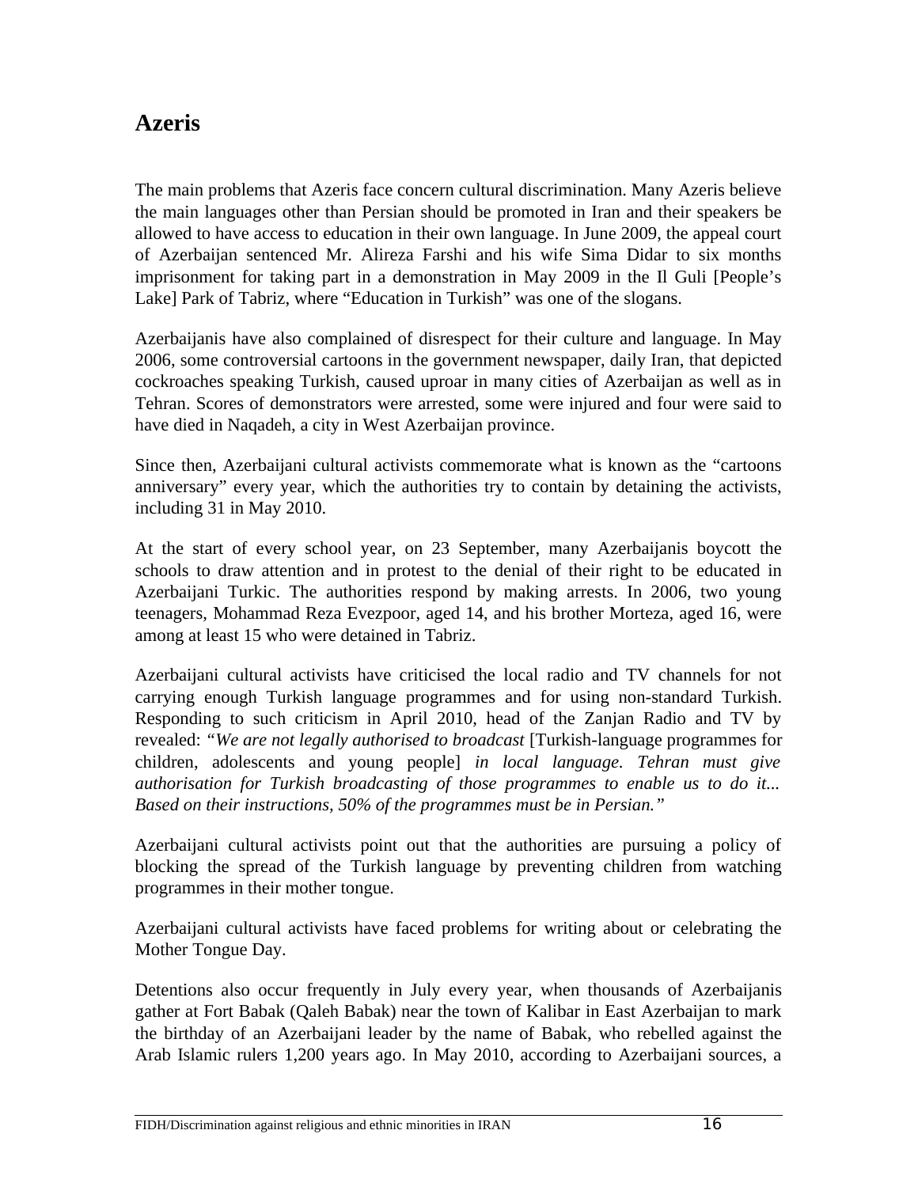## Azeris

The main problems that Azeris face concern cultural discrimination. Many Azeris believe the main languages other than Persian should be promoted in Iran and their speakers be allowed to have access to education in their own language. In June 2009, the appeal court of Azerbaijan sentenced Mr. Alireza Farshi and his wife Sima Didar to six months imprisonment for taking part in a demonstration in May 2009 in the Il Guli [People's Lake] Park of Tabriz, where "Education in Turkish" was one of the slogans.

Azerbaijanis have also complained of disrespect for their culture and language. In May 2006, some controversial cartoons in the government newspaper, daily Iran, that depicted cockroaches speaking Turkish, caused uproar in many cities of Azerbaijan as well as in Tehran. Scores of demonstrators were arrested, some were injured and four were said to have died in Naqadeh, a city in West Azerbaijan province.

Since then, Azerbaijani cultural activists commemorate what is known as the "cartoons anniversary" every year, which the authorities try to contain by detaining the activists, including 31 in May 2010.

At the start of every school year, on 23 September, many Azerbaijanis boycott the schools to draw attention and in protest to the denial of their right to be educated in Azerbaijani Turkic. The authorities respond by making arrests. In 2006, two young teenagers, Mohammad Reza Evezpoor, aged 14, and his brother Morteza, aged 16, were among at least 15 who were detained in Tabriz.

Azerbaijani cultural activists have criticised the local radio and TV channels for not carrying enough Turkish language programmes and for using non-standard Turkish. Responding to such criticism in April 2010, head of the Zanjan Radio and TV by revealed: *"We are not legally authorised to broadcast* [Turkish-language programmes for children, adolescents and young people] *in local language. Tehran must give authorisation for Turkish broadcasting of those programmes to enable us to do it... Based on their instructions, 50% of the programmes must be in Persian."*

Azerbaijani cultural activists point out that the authorities are pursuing a policy of blocking the spread of the Turkish language by preventing children from watching programmes in their mother tongue.

Azerbaijani cultural activists have faced problems for writing about or celebrating the Mother Tongue Day.

Detentions also occur frequently in July every year, when thousands of Azerbaijanis gather at Fort Babak (Qaleh Babak) near the town of Kalibar in East Azerbaijan to mark the birthday of an Azerbaijani leader by the name of Babak, who rebelled against the Arab Islamic rulers 1,200 years ago. In May 2010, according to Azerbaijani sources, a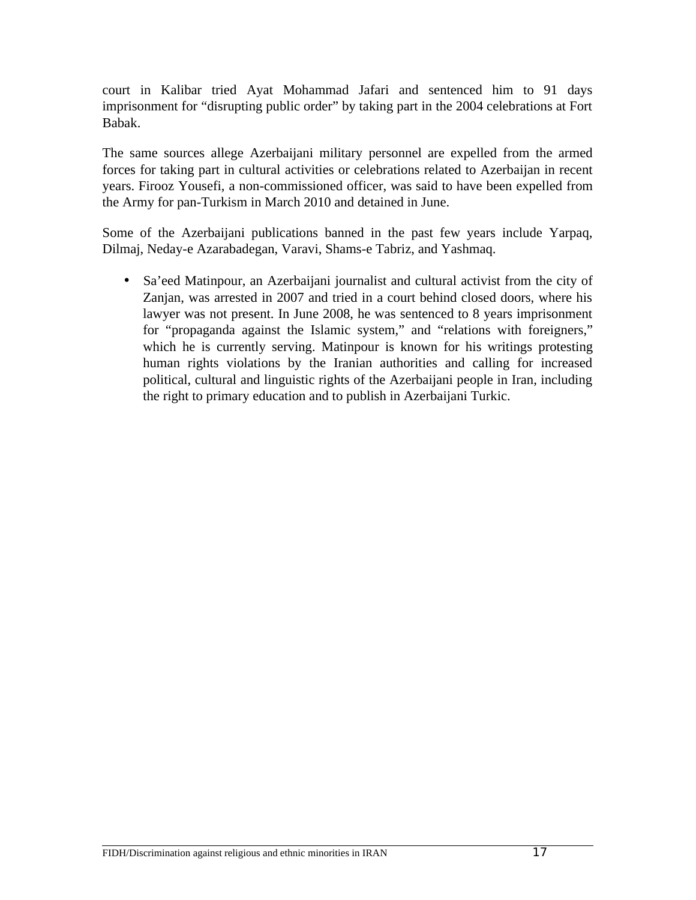court in Kalibar tried Ayat Mohammad Jafari and sentenced him to 91 days imprisonment for “disrupting public order” by taking part in the 2004 celebrations at Fort Babak.

The same sources allege Azerbaijani military personnel are expelled from the armed forces for taking part in cultural activities or celebrations related to Azerbaijan in recent years. Firooz Yousefi, a non-commissioned officer, was said to have been expelled from the Army for pan-Turkism in March 2010 and detained in June.

Some of the Azerbaijani publications banned in the past few years include Yarpaq, Dilmaj, Neday-e Azarabadegan, Varavi, Shams-e Tabriz, and Yashmaq.

- Sa’eed Matinpour, an Azerbaijani journalist and cultural activist from the city of Zanjan, was arrested in 2007 and tried in a court behind closed doors, where his lawyer was not present. In June 2008, he was sentenced to 8 years imprisonment for “propaganda against the Islamic system,” and “relations with foreigners,” which he is currently serving. Matinpour is known for his writings protesting human rights violations by the Iranian authorities and calling for increased political, cultural and linguistic rights of the Azerbaijani people in Iran, including the right to primary education and to publish in Azerbaijani Turkic.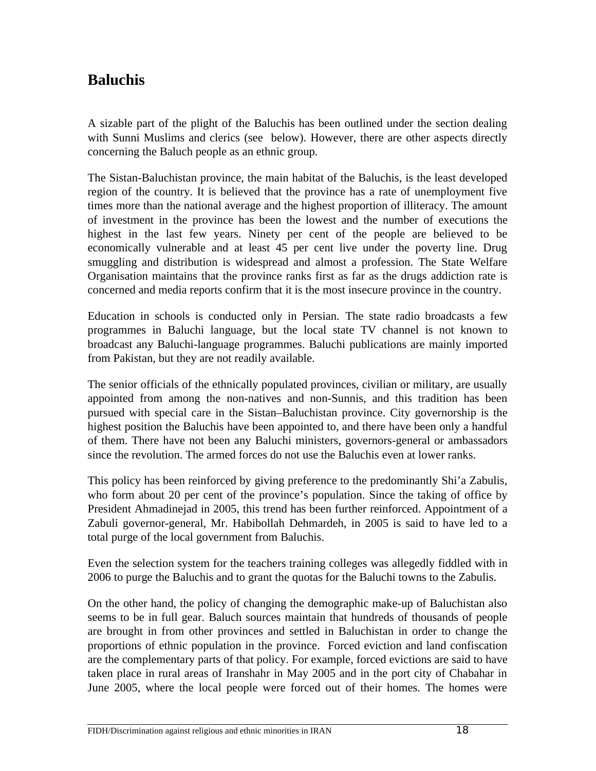## Baluchis

A sizable part of the plight of the Baluchis has been outlined under the section dealing with Sunni Muslims and clerics (see  below). However, there are other aspects directly concerning the Baluch people as an ethnic group.

The Sistan-Baluchistan province, the main habitat of the Baluchis, is the least developed region of the country. It is believed that the province has a rate of unemployment five times more than the national average and the highest proportion of illiteracy. The amount of investment in the province has been the lowest and the number of executions the highest in the last few years. Ninety per cent of the people are believed to be economically vulnerable and at least 45 per cent live under the poverty line. Drug smuggling and distribution is widespread and almost a profession. The State Welfare Organisation maintains that the province ranks first as far as the drugs addiction rate is concerned and media reports confirm that it is the most insecure province in the country.

Education in schools is conducted only in Persian. The state radio broadcasts a few programmes in Baluchi language, but the local state TV channel is not known to broadcast any Baluchi-language programmes. Baluchi publications are mainly imported from Pakistan, but they are not readily available.

The senior officials of the ethnically populated provinces, civilian or military, are usually appointed from among the non-natives and non-Sunnis, and this tradition has been pursued with special care in the Sistan–Baluchistan province. City governorship is the highest position the Baluchis have been appointed to, and there have been only a handful of them. There have not been any Baluchi ministers, governors-general or ambassadors since the revolution. The armed forces do not use the Baluchis even at lower ranks.

This policy has been reinforced by giving preference to the predominantly Shi'a Zabulis, who form about 20 per cent of the province's population. Since the taking of office by President Ahmadinejad in 2005, this trend has been further reinforced. Appointment of a Zabuli governor-general, Mr. Habibollah Dehmardeh, in 2005 is said to have led to a total purge of the local government from Baluchis.

Even the selection system for the teachers training colleges was allegedly fiddled with in 2006 to purge the Baluchis and to grant the quotas for the Baluchi towns to the Zabulis.

On the other hand, the policy of changing the demographic make-up of Baluchistan also seems to be in full gear. Baluch sources maintain that hundreds of thousands of people are brought in from other provinces and settled in Baluchistan in order to change the proportions of ethnic population in the province.  Forced eviction and land confiscation are the complementary parts of that policy. For example, forced evictions are said to have taken place in rural areas of Iranshahr in May 2005 and in the port city of Chabahar in June 2005, where the local people were forced out of their homes. The homes were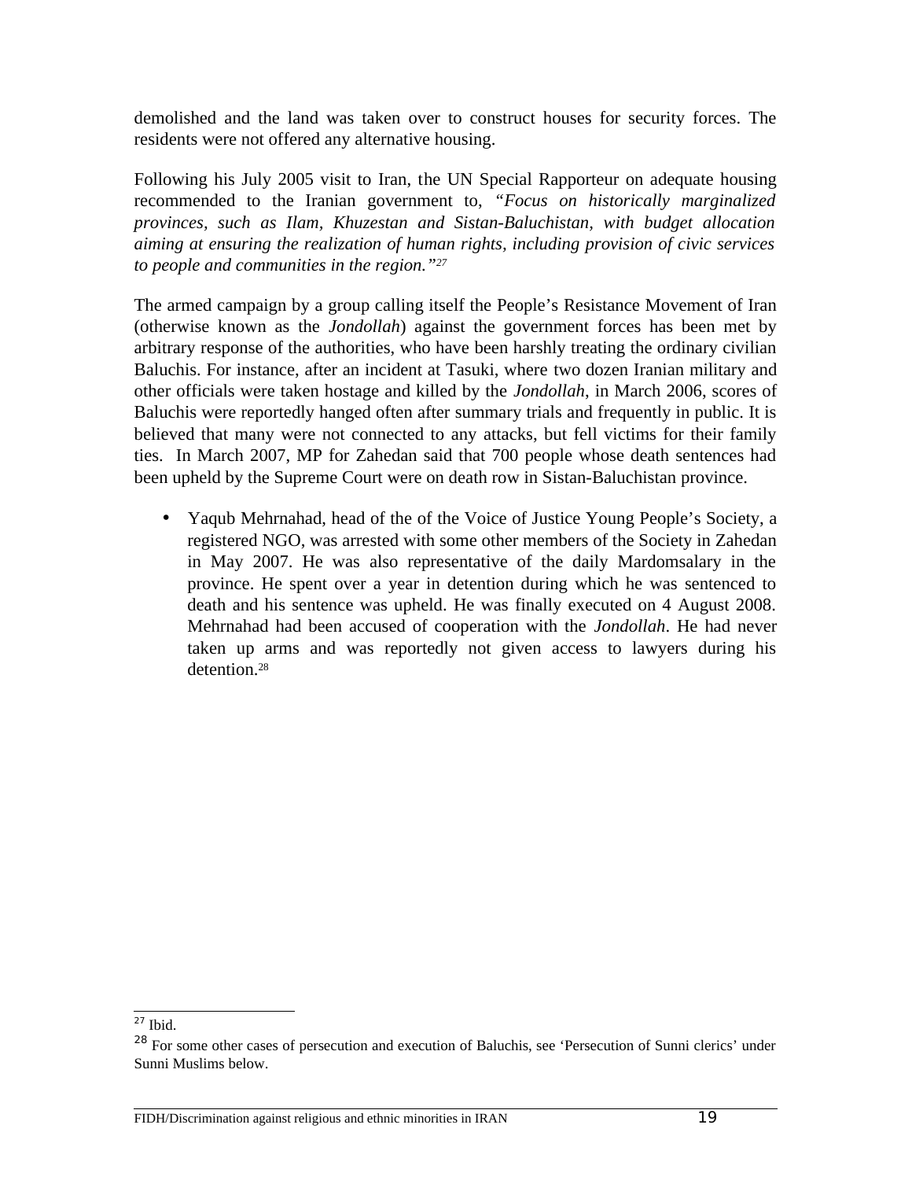demolished and the land was taken over to construct houses for security forces. The residents were not offered any alternative housing.

Following his July 2005 visit to Iran, the UN Special Rapporteur on adequate housing recommended to the Iranian government to, "*Focus on historically marginalized provinces, such as Ilam, Khuzestan and Sistan-Baluchistan, with budget allocation aiming at ensuring the realization of human rights, including provision of civic services to people and communities in the region."*[27]

The armed campaign by a group calling itself the People's Resistance Movement of Iran (otherwise known as the *Jondollah*) against the government forces has been met by arbitrary response of the authorities, who have been harshly treating the ordinary civilian Baluchis. For instance, after an incident at Tasuki, where two dozen Iranian military and other officials were taken hostage and killed by the *Jondollah*, in March 2006, scores of Baluchis were reportedly hanged often after summary trials and frequently in public. It is believed that many were not connected to any attacks, but fell victims for their family ties. In March 2007, MP for Zahedan said that 700 people whose death sentences had been upheld by the Supreme Court were on death row in Sistan-Baluchistan province.

- Yaqub Mehrnahad, head of the of the Voice of Justice Young People's Society, a registered NGO, was arrested with some other members of the Society in Zahedan in May 2007. He was also representative of the daily Mardomsalary in the province. He spent over a year in detention during which he was sentenced to death and his sentence was upheld. He was finally executed on 4 August 2008. Mehrnahad had been accused of cooperation with the *Jondollah*. He had never taken up arms and was reportedly not given access to lawyers during his detention.[28]

---

[27] Ibid.

[28] For some other cases of persecution and execution of Baluchis, see 'Persecution of Sunni clerics' under Sunni Muslims below.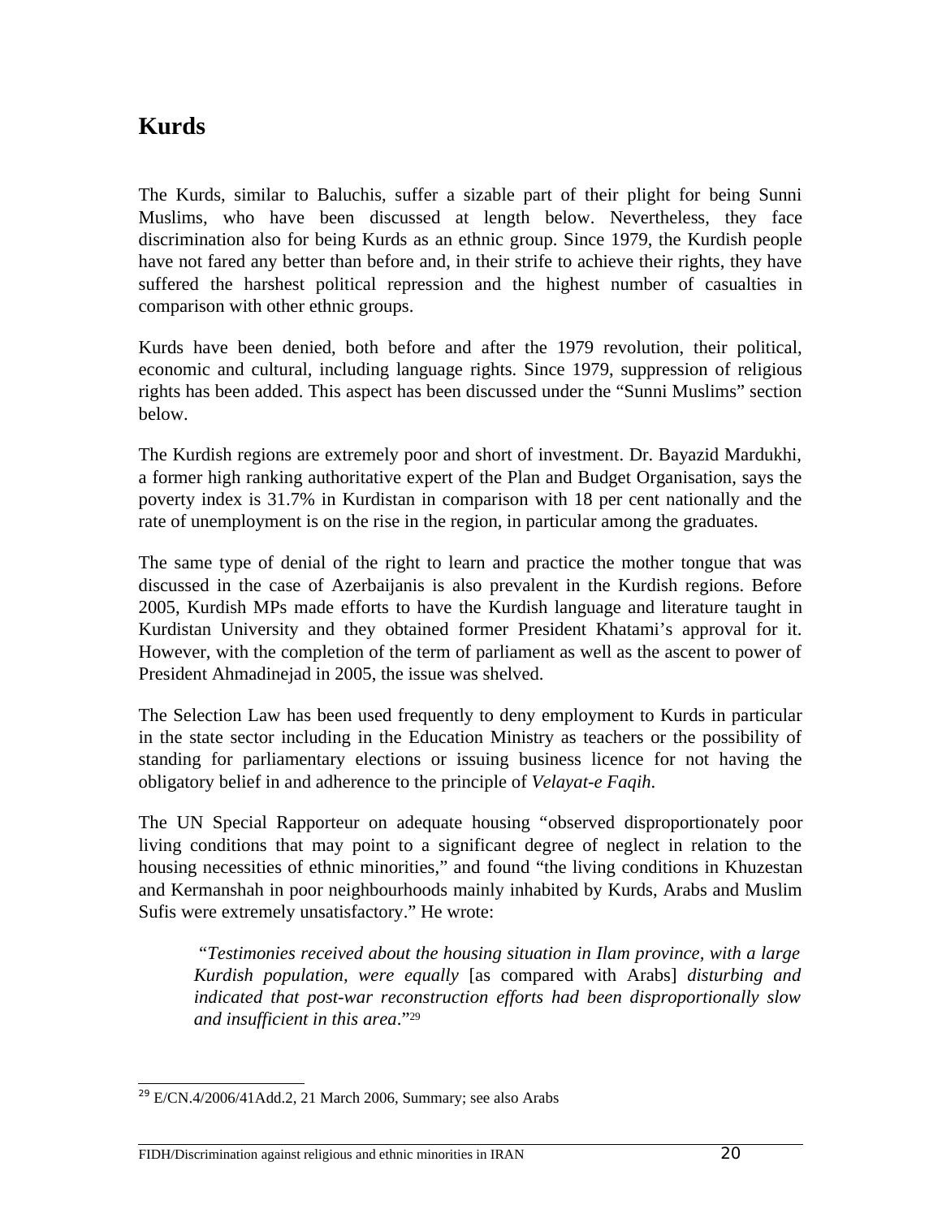## Kurds

The Kurds, similar to Baluchis, suffer a sizable part of their plight for being Sunni Muslims, who have been discussed at length below. Nevertheless, they face discrimination also for being Kurds as an ethnic group. Since 1979, the Kurdish people have not fared any better than before and, in their strife to achieve their rights, they have suffered the harshest political repression and the highest number of casualties in comparison with other ethnic groups.

Kurds have been denied, both before and after the 1979 revolution, their political, economic and cultural, including language rights. Since 1979, suppression of religious rights has been added. This aspect has been discussed under the "Sunni Muslims" section below.

The Kurdish regions are extremely poor and short of investment. Dr. Bayazid Mardukhi, a former high ranking authoritative expert of the Plan and Budget Organisation, says the poverty index is 31.7% in Kurdistan in comparison with 18 per cent nationally and the rate of unemployment is on the rise in the region, in particular among the graduates.

The same type of denial of the right to learn and practice the mother tongue that was discussed in the case of Azerbaijanis is also prevalent in the Kurdish regions. Before 2005, Kurdish MPs made efforts to have the Kurdish language and literature taught in Kurdistan University and they obtained former President Khatami's approval for it. However, with the completion of the term of parliament as well as the ascent to power of President Ahmadinejad in 2005, the issue was shelved.

The Selection Law has been used frequently to deny employment to Kurds in particular in the state sector including in the Education Ministry as teachers or the possibility of standing for parliamentary elections or issuing business licence for not having the obligatory belief in and adherence to the principle of *Velayat-e Faqih*.

The UN Special Rapporteur on adequate housing "observed disproportionately poor living conditions that may point to a significant degree of neglect in relation to the housing necessities of ethnic minorities," and found "the living conditions in Khuzestan and Kermanshah in poor neighbourhoods mainly inhabited by Kurds, Arabs and Muslim Sufis were extremely unsatisfactory." He wrote:

> "*Testimonies received about the housing situation in Ilam province, with a large Kurdish population, were equally* [as compared with Arabs] *disturbing and indicated that post-war reconstruction efforts had been disproportionally slow and insufficient in this area*."[29]

---

[29] E/CN.4/2006/41Add.2, 21 March 2006, Summary; see also Arabs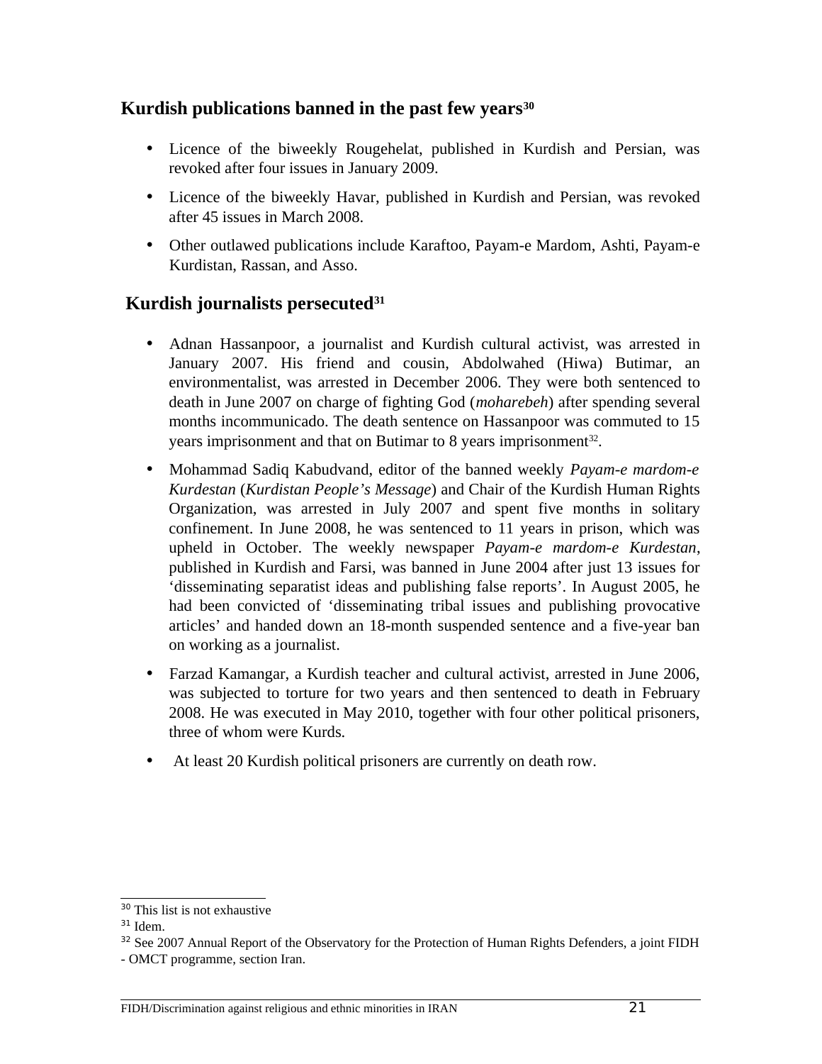## Kurdish publications banned in the past few years[30]

- Licence of the biweekly Rougehelat, published in Kurdish and Persian, was revoked after four issues in January 2009.
- Licence of the biweekly Havar, published in Kurdish and Persian, was revoked after 45 issues in March 2008.
- Other outlawed publications include Karaftoo, Payam-e Mardom, Ashti, Payam-e Kurdistan, Rassan, and Asso.

## Kurdish journalists persecuted[31]

- Adnan Hassanpoor, a journalist and Kurdish cultural activist, was arrested in January 2007. His friend and cousin, Abdolwahed (Hiwa) Butimar, an environmentalist, was arrested in December 2006. They were both sentenced to death in June 2007 on charge of fighting God (*moharebeh*) after spending several months incommunicado. The death sentence on Hassanpoor was commuted to 15 years imprisonment and that on Butimar to 8 years imprisonment[32].
- Mohammad Sadiq Kabudvand, editor of the banned weekly *Payam-e mardom-e Kurdestan* (*Kurdistan People's Message*) and Chair of the Kurdish Human Rights Organization, was arrested in July 2007 and spent five months in solitary confinement. In June 2008, he was sentenced to 11 years in prison, which was upheld in October. The weekly newspaper *Payam-e mardom-e Kurdestan*, published in Kurdish and Farsi, was banned in June 2004 after just 13 issues for 'disseminating separatist ideas and publishing false reports'. In August 2005, he had been convicted of 'disseminating tribal issues and publishing provocative articles' and handed down an 18-month suspended sentence and a five-year ban on working as a journalist.
- Farzad Kamangar, a Kurdish teacher and cultural activist, arrested in June 2006, was subjected to torture for two years and then sentenced to death in February 2008. He was executed in May 2010, together with four other political prisoners, three of whom were Kurds.
- At least 20 Kurdish political prisoners are currently on death row.

---

[30] This list is not exhaustive

[31] Idem.

[32] See 2007 Annual Report of the Observatory for the Protection of Human Rights Defenders, a joint FIDH - OMCT programme, section Iran.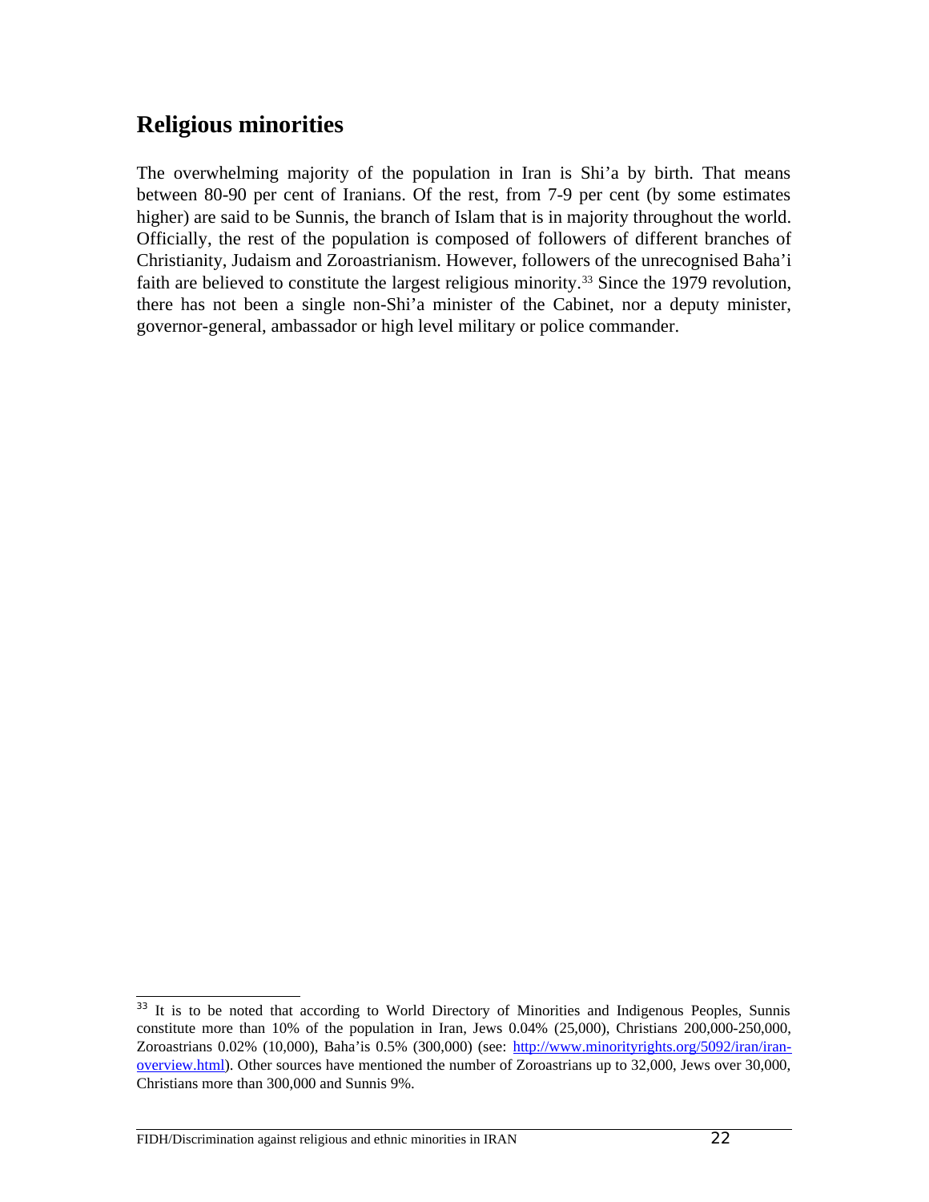## Religious minorities

The overwhelming majority of the population in Iran is Shi'a by birth. That means between 80-90 per cent of Iranians. Of the rest, from 7-9 per cent (by some estimates higher) are said to be Sunnis, the branch of Islam that is in majority throughout the world. Officially, the rest of the population is composed of followers of different branches of Christianity, Judaism and Zoroastrianism. However, followers of the unrecognised Baha'i faith are believed to constitute the largest religious minority.[33] Since the 1979 revolution, there has not been a single non-Shi'a minister of the Cabinet, nor a deputy minister, governor-general, ambassador or high level military or police commander.

---

[33] It is to be noted that according to World Directory of Minorities and Indigenous Peoples, Sunnis constitute more than 10% of the population in Iran, Jews 0.04% (25,000), Christians 200,000-250,000, Zoroastrians 0.02% (10,000), Baha'is 0.5% (300,000) (see: http://www.minorityrights.org/5092/iran/iran-overview.html). Other sources have mentioned the number of Zoroastrians up to 32,000, Jews over 30,000, Christians more than 300,000 and Sunnis 9%.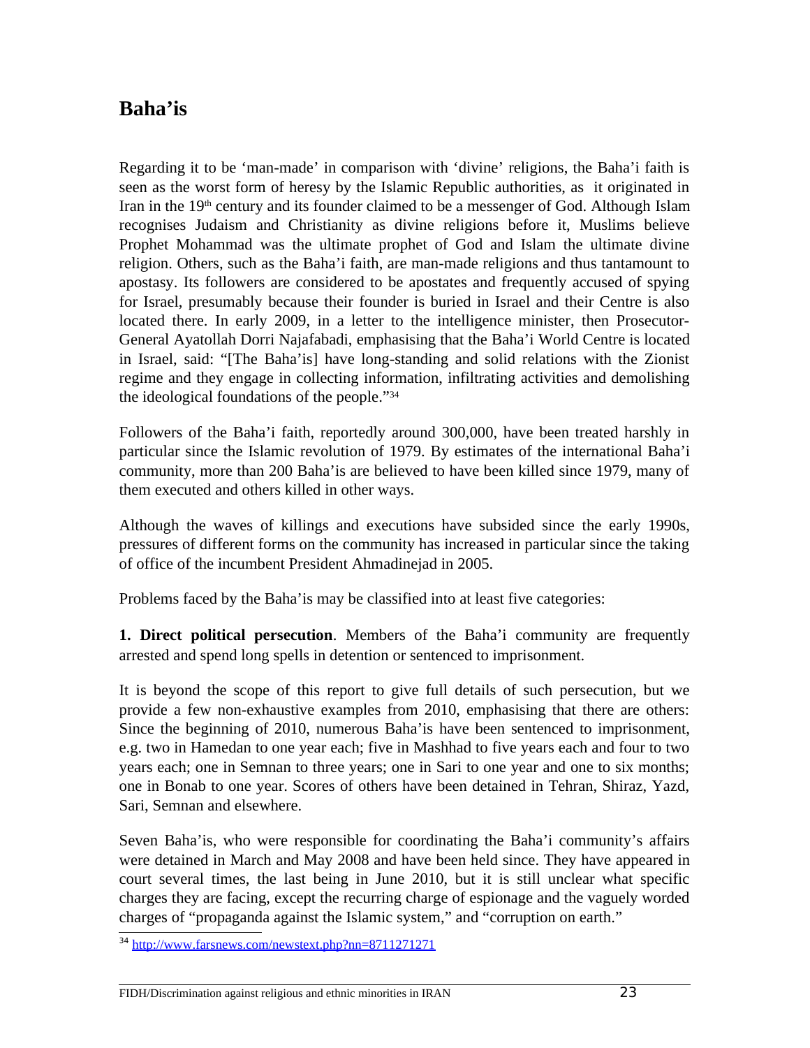## Baha'is

Regarding it to be 'man-made' in comparison with 'divine' religions, the Baha'i faith is seen as the worst form of heresy by the Islamic Republic authorities, as it originated in Iran in the 19th century and its founder claimed to be a messenger of God. Although Islam recognises Judaism and Christianity as divine religions before it, Muslims believe Prophet Mohammad was the ultimate prophet of God and Islam the ultimate divine religion. Others, such as the Baha'i faith, are man-made religions and thus tantamount to apostasy. Its followers are considered to be apostates and frequently accused of spying for Israel, presumably because their founder is buried in Israel and their Centre is also located there. In early 2009, in a letter to the intelligence minister, then Prosecutor-General Ayatollah Dorri Najafabadi, emphasising that the Baha'i World Centre is located in Israel, said: "[The Baha'is] have long-standing and solid relations with the Zionist regime and they engage in collecting information, infiltrating activities and demolishing the ideological foundations of the people."[34]

Followers of the Baha'i faith, reportedly around 300,000, have been treated harshly in particular since the Islamic revolution of 1979. By estimates of the international Baha'i community, more than 200 Baha'is are believed to have been killed since 1979, many of them executed and others killed in other ways.

Although the waves of killings and executions have subsided since the early 1990s, pressures of different forms on the community has increased in particular since the taking of office of the incumbent President Ahmadinejad in 2005.

Problems faced by the Baha'is may be classified into at least five categories:

**1. Direct political persecution**. Members of the Baha'i community are frequently arrested and spend long spells in detention or sentenced to imprisonment.

It is beyond the scope of this report to give full details of such persecution, but we provide a few non-exhaustive examples from 2010, emphasising that there are others: Since the beginning of 2010, numerous Baha'is have been sentenced to imprisonment, e.g. two in Hamedan to one year each; five in Mashhad to five years each and four to two years each; one in Semnan to three years; one in Sari to one year and one to six months; one in Bonab to one year. Scores of others have been detained in Tehran, Shiraz, Yazd, Sari, Semnan and elsewhere.

Seven Baha'is, who were responsible for coordinating the Baha'i community's affairs were detained in March and May 2008 and have been held since. They have appeared in court several times, the last being in June 2010, but it is still unclear what specific charges they are facing, except the recurring charge of espionage and the vaguely worded charges of "propaganda against the Islamic system," and "corruption on earth."

[34] http://www.farsnews.com/newstext.php?nn=8711271271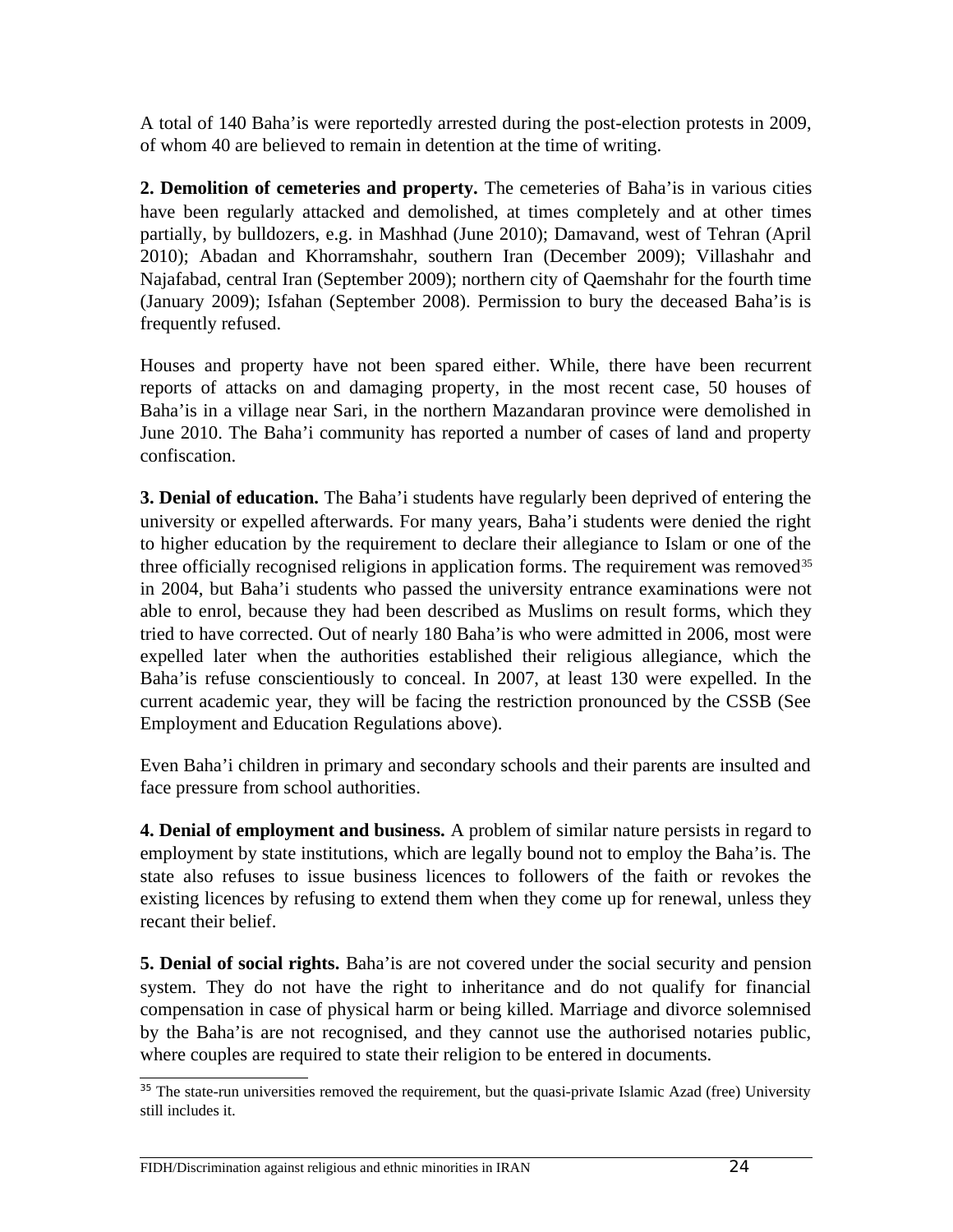A total of 140 Baha'is were reportedly arrested during the post-election protests in 2009, of whom 40 are believed to remain in detention at the time of writing.

**2. Demolition of cemeteries and property.** The cemeteries of Baha'is in various cities have been regularly attacked and demolished, at times completely and at other times partially, by bulldozers, e.g. in Mashhad (June 2010); Damavand, west of Tehran (April 2010); Abadan and Khorramshahr, southern Iran (December 2009); Villashahr and Najafabad, central Iran (September 2009); northern city of Qaemshahr for the fourth time (January 2009); Isfahan (September 2008). Permission to bury the deceased Baha'is is frequently refused.

Houses and property have not been spared either. While, there have been recurrent reports of attacks on and damaging property, in the most recent case, 50 houses of Baha'is in a village near Sari, in the northern Mazandaran province were demolished in June 2010. The Baha'i community has reported a number of cases of land and property confiscation.

**3. Denial of education.** The Baha'i students have regularly been deprived of entering the university or expelled afterwards. For many years, Baha'i students were denied the right to higher education by the requirement to declare their allegiance to Islam or one of the three officially recognised religions in application forms. The requirement was removed[35] in 2004, but Baha'i students who passed the university entrance examinations were not able to enrol, because they had been described as Muslims on result forms, which they tried to have corrected. Out of nearly 180 Baha'is who were admitted in 2006, most were expelled later when the authorities established their religious allegiance, which the Baha'is refuse conscientiously to conceal. In 2007, at least 130 were expelled. In the current academic year, they will be facing the restriction pronounced by the CSSB (See Employment and Education Regulations above).

Even Baha'i children in primary and secondary schools and their parents are insulted and face pressure from school authorities.

**4. Denial of employment and business.** A problem of similar nature persists in regard to employment by state institutions, which are legally bound not to employ the Baha'is. The state also refuses to issue business licences to followers of the faith or revokes the existing licences by refusing to extend them when they come up for renewal, unless they recant their belief.

**5. Denial of social rights.** Baha'is are not covered under the social security and pension system. They do not have the right to inheritance and do not qualify for financial compensation in case of physical harm or being killed. Marriage and divorce solemnised by the Baha'is are not recognised, and they cannot use the authorised notaries public, where couples are required to state their religion to be entered in documents.

---

[35] The state-run universities removed the requirement, but the quasi-private Islamic Azad (free) University still includes it.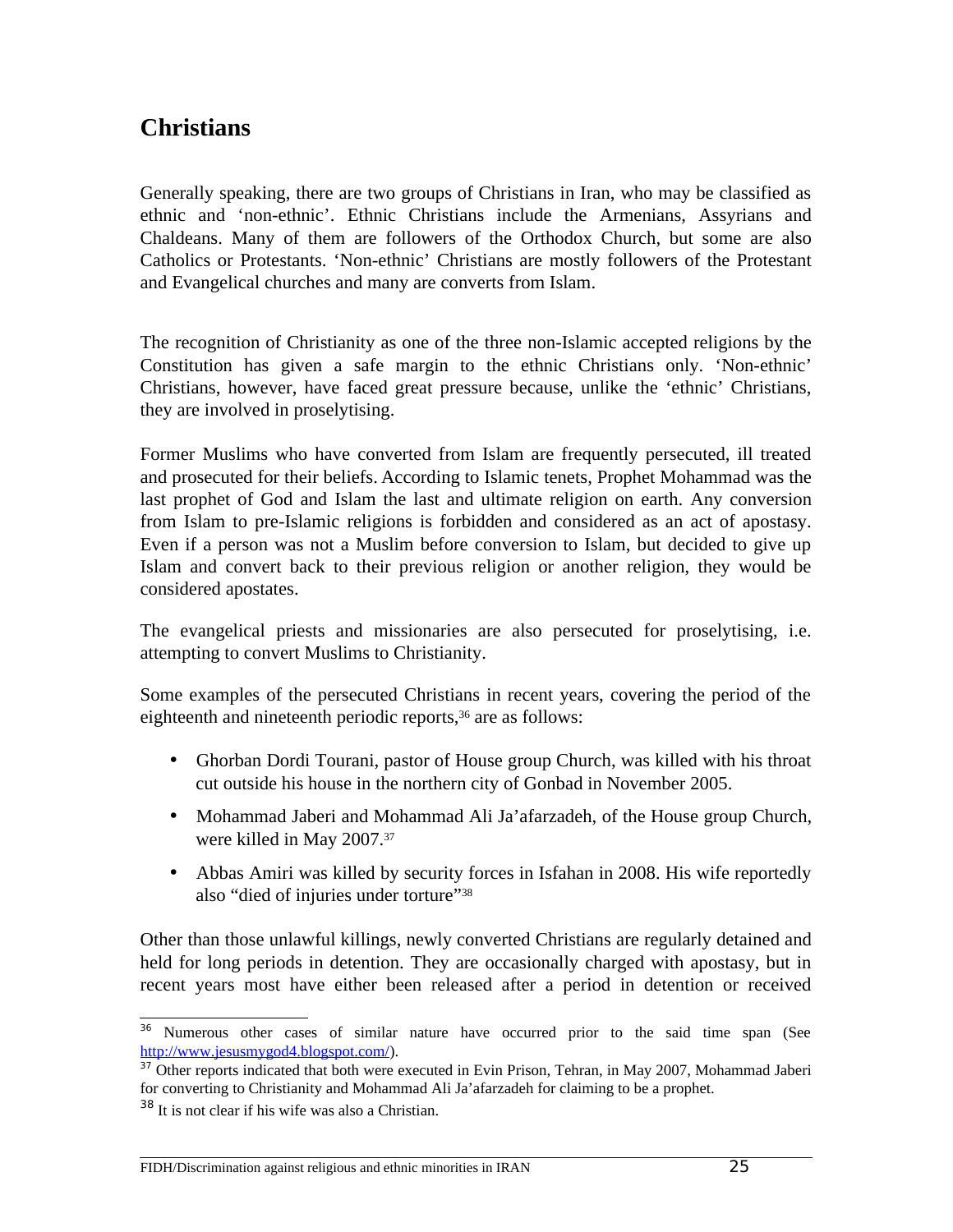## Christians

Generally speaking, there are two groups of Christians in Iran, who may be classified as ethnic and 'non-ethnic'. Ethnic Christians include the Armenians, Assyrians and Chaldeans. Many of them are followers of the Orthodox Church, but some are also Catholics or Protestants. 'Non-ethnic' Christians are mostly followers of the Protestant and Evangelical churches and many are converts from Islam.

The recognition of Christianity as one of the three non-Islamic accepted religions by the Constitution has given a safe margin to the ethnic Christians only. 'Non-ethnic' Christians, however, have faced great pressure because, unlike the 'ethnic' Christians, they are involved in proselytising.

Former Muslims who have converted from Islam are frequently persecuted, ill treated and prosecuted for their beliefs. According to Islamic tenets, Prophet Mohammad was the last prophet of God and Islam the last and ultimate religion on earth. Any conversion from Islam to pre-Islamic religions is forbidden and considered as an act of apostasy. Even if a person was not a Muslim before conversion to Islam, but decided to give up Islam and convert back to their previous religion or another religion, they would be considered apostates.

The evangelical priests and missionaries are also persecuted for proselytising, i.e. attempting to convert Muslims to Christianity.

Some examples of the persecuted Christians in recent years, covering the period of the eighteenth and nineteenth periodic reports,[36] are as follows:

- Ghorban Dordi Tourani, pastor of House group Church, was killed with his throat cut outside his house in the northern city of Gonbad in November 2005.
- Mohammad Jaberi and Mohammad Ali Ja'afarzadeh, of the House group Church, were killed in May 2007.[37]
- Abbas Amiri was killed by security forces in Isfahan in 2008. His wife reportedly also "died of injuries under torture"[38]

Other than those unlawful killings, newly converted Christians are regularly detained and held for long periods in detention. They are occasionally charged with apostasy, but in recent years most have either been released after a period in detention or received

---

[36] Numerous other cases of similar nature have occurred prior to the said time span (See http://www.jesusmygod4.blogspot.com/).

[37] Other reports indicated that both were executed in Evin Prison, Tehran, in May 2007, Mohammad Jaberi for converting to Christianity and Mohammad Ali Ja'afarzadeh for claiming to be a prophet.

[38] It is not clear if his wife was also a Christian.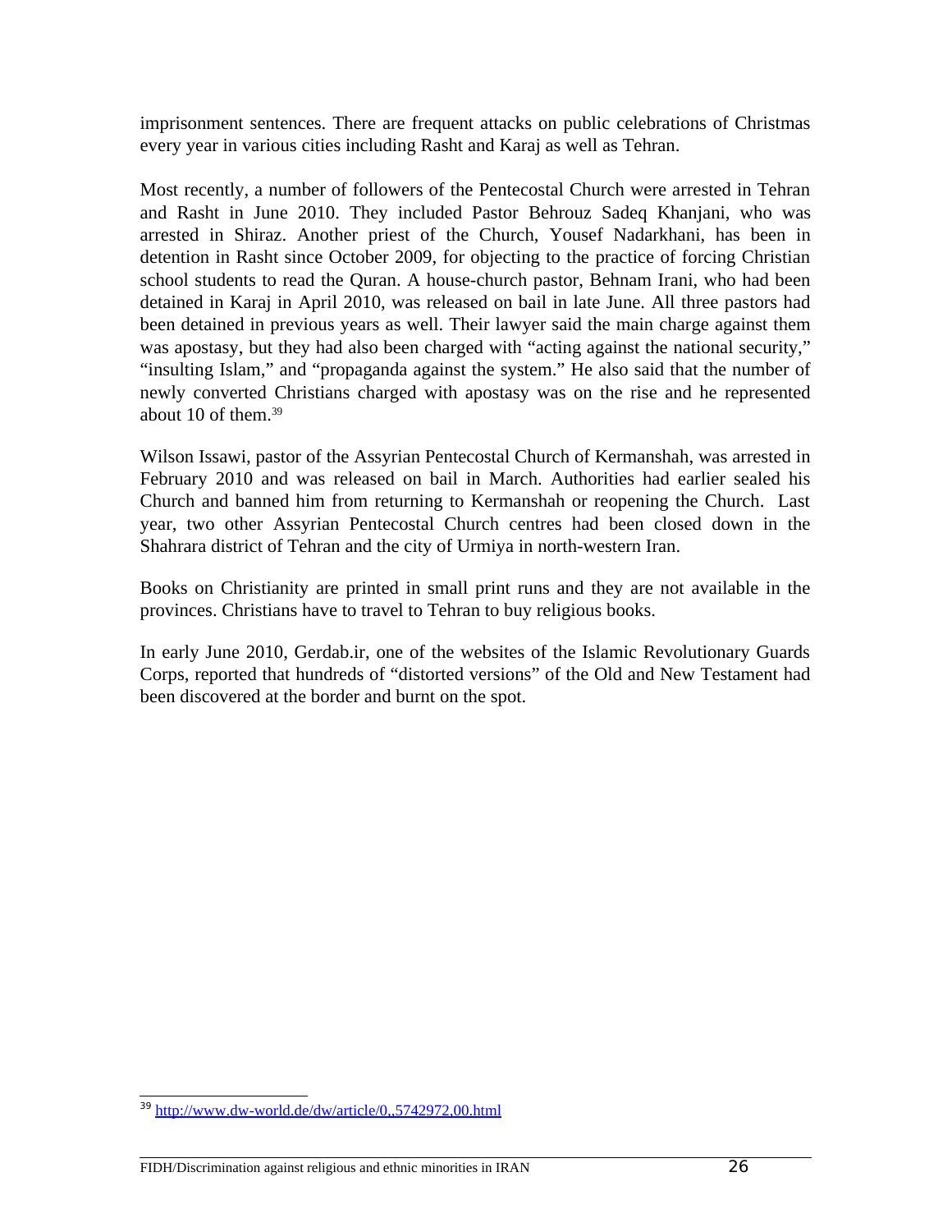imprisonment sentences. There are frequent attacks on public celebrations of Christmas every year in various cities including Rasht and Karaj as well as Tehran.

Most recently, a number of followers of the Pentecostal Church were arrested in Tehran and Rasht in June 2010. They included Pastor Behrouz Sadeq Khanjani, who was arrested in Shiraz. Another priest of the Church, Yousef Nadarkhani, has been in detention in Rasht since October 2009, for objecting to the practice of forcing Christian school students to read the Quran. A house-church pastor, Behnam Irani, who had been detained in Karaj in April 2010, was released on bail in late June. All three pastors had been detained in previous years as well. Their lawyer said the main charge against them was apostasy, but they had also been charged with "acting against the national security," "insulting Islam," and "propaganda against the system." He also said that the number of newly converted Christians charged with apostasy was on the rise and he represented about 10 of them.[39]

Wilson Issawi, pastor of the Assyrian Pentecostal Church of Kermanshah, was arrested in February 2010 and was released on bail in March. Authorities had earlier sealed his Church and banned him from returning to Kermanshah or reopening the Church. Last year, two other Assyrian Pentecostal Church centres had been closed down in the Shahrara district of Tehran and the city of Urmiya in north-western Iran.

Books on Christianity are printed in small print runs and they are not available in the provinces. Christians have to travel to Tehran to buy religious books.

In early June 2010, Gerdab.ir, one of the websites of the Islamic Revolutionary Guards Corps, reported that hundreds of "distorted versions" of the Old and New Testament had been discovered at the border and burnt on the spot.

---

[39] http://www.dw-world.de/dw/article/0,,5742972,00.html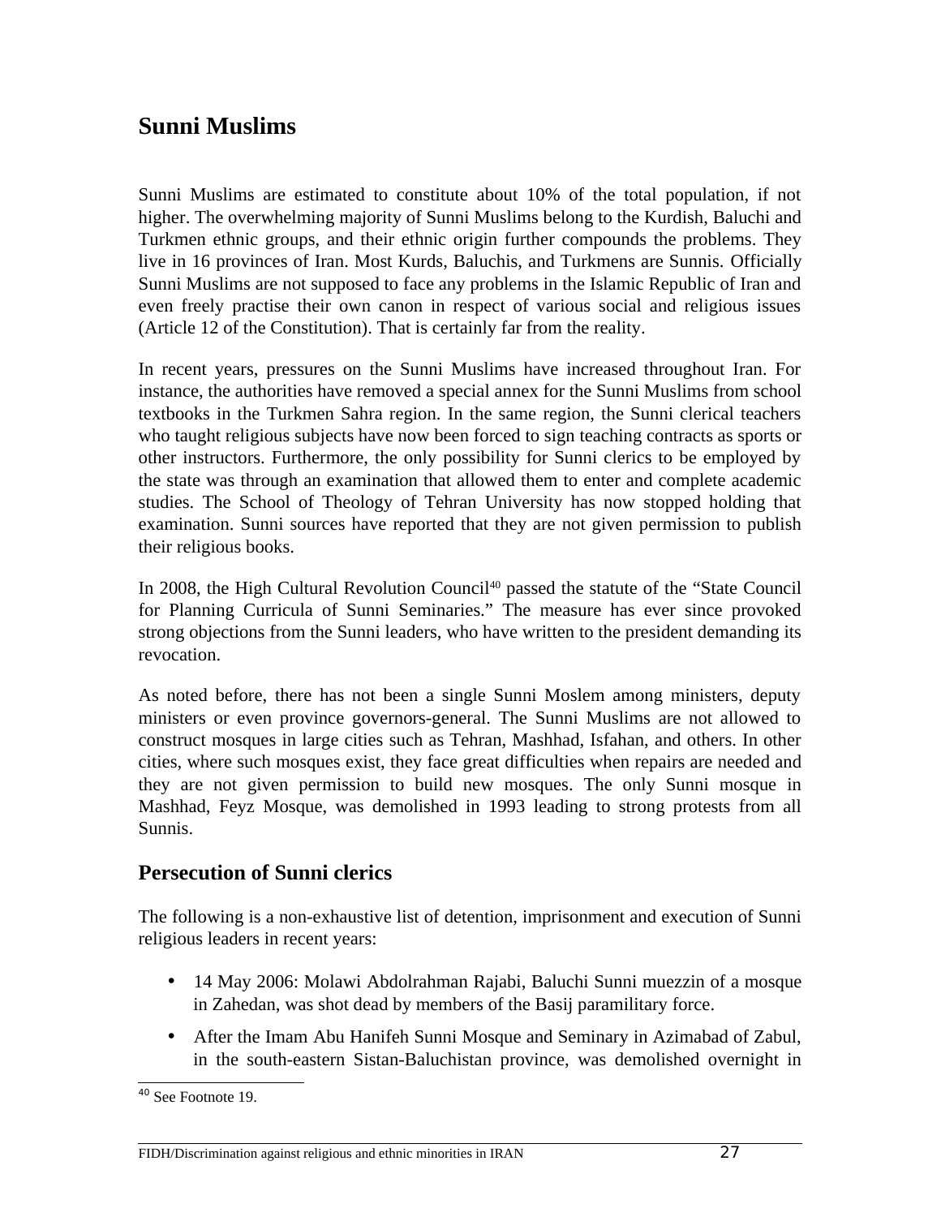## Sunni Muslims

Sunni Muslims are estimated to constitute about 10% of the total population, if not higher. The overwhelming majority of Sunni Muslims belong to the Kurdish, Baluchi and Turkmen ethnic groups, and their ethnic origin further compounds the problems. They live in 16 provinces of Iran. Most Kurds, Baluchis, and Turkmens are Sunnis. Officially Sunni Muslims are not supposed to face any problems in the Islamic Republic of Iran and even freely practise their own canon in respect of various social and religious issues (Article 12 of the Constitution). That is certainly far from the reality.

In recent years, pressures on the Sunni Muslims have increased throughout Iran. For instance, the authorities have removed a special annex for the Sunni Muslims from school textbooks in the Turkmen Sahra region. In the same region, the Sunni clerical teachers who taught religious subjects have now been forced to sign teaching contracts as sports or other instructors. Furthermore, the only possibility for Sunni clerics to be employed by the state was through an examination that allowed them to enter and complete academic studies. The School of Theology of Tehran University has now stopped holding that examination. Sunni sources have reported that they are not given permission to publish their religious books.

In 2008, the High Cultural Revolution Council[40] passed the statute of the "State Council for Planning Curricula of Sunni Seminaries." The measure has ever since provoked strong objections from the Sunni leaders, who have written to the president demanding its revocation.

As noted before, there has not been a single Sunni Moslem among ministers, deputy ministers or even province governors-general. The Sunni Muslims are not allowed to construct mosques in large cities such as Tehran, Mashhad, Isfahan, and others. In other cities, where such mosques exist, they face great difficulties when repairs are needed and they are not given permission to build new mosques. The only Sunni mosque in Mashhad, Feyz Mosque, was demolished in 1993 leading to strong protests from all Sunnis.

### Persecution of Sunni clerics

The following is a non-exhaustive list of detention, imprisonment and execution of Sunni religious leaders in recent years:

- 14 May 2006: Molawi Abdolrahman Rajabi, Baluchi Sunni muezzin of a mosque in Zahedan, was shot dead by members of the Basij paramilitary force.
- After the Imam Abu Hanifeh Sunni Mosque and Seminary in Azimabad of Zabul, in the south-eastern Sistan-Baluchistan province, was demolished overnight in

[40] See Footnote 19.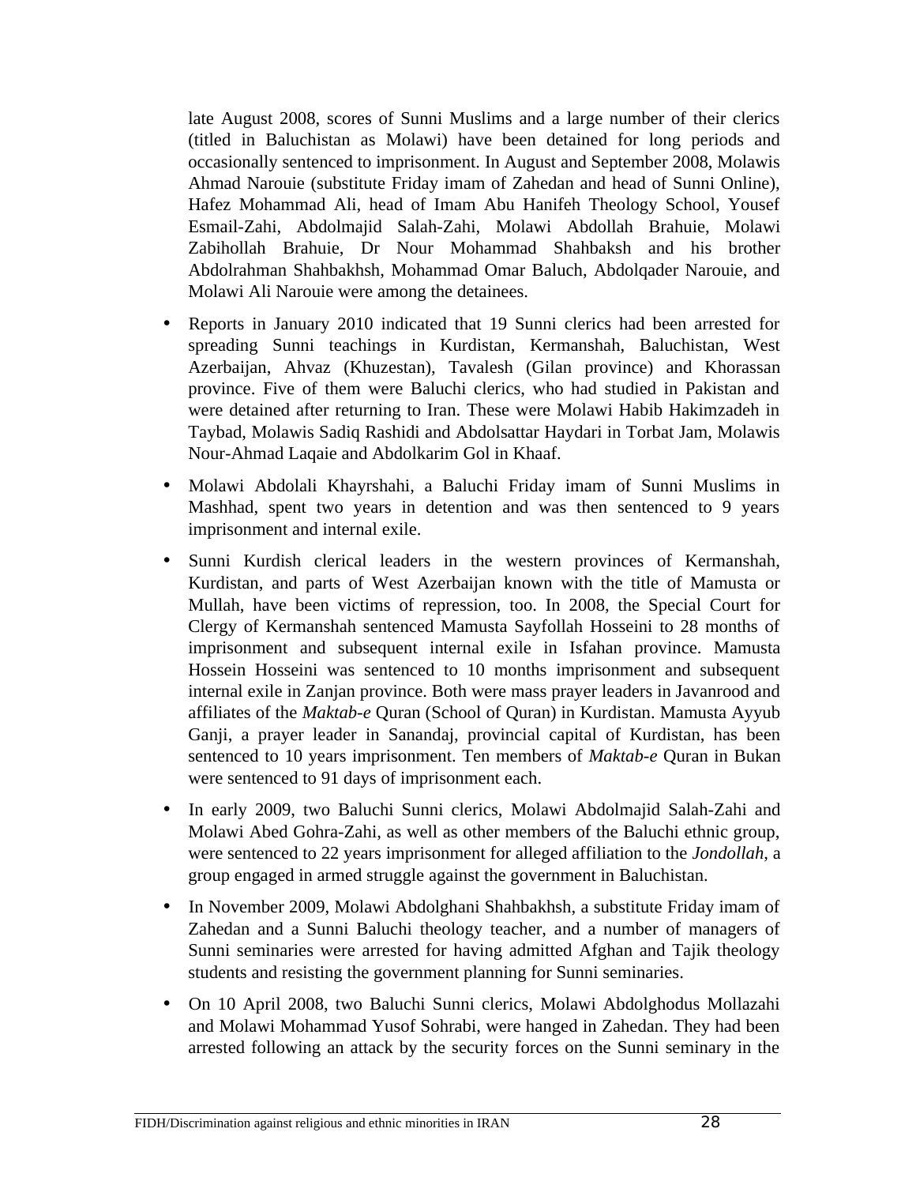late August 2008, scores of Sunni Muslims and a large number of their clerics (titled in Baluchistan as Molawi) have been detained for long periods and occasionally sentenced to imprisonment. In August and September 2008, Molawis Ahmad Narouie (substitute Friday imam of Zahedan and head of Sunni Online), Hafez Mohammad Ali, head of Imam Abu Hanifeh Theology School, Yousef Esmail-Zahi, Abdolmajid Salah-Zahi, Molawi Abdollah Brahuie, Molawi Zabihollah Brahuie, Dr Nour Mohammad Shahbaksh and his brother Abdolrahman Shahbakhsh, Mohammad Omar Baluch, Abdolqader Narouie, and Molawi Ali Narouie were among the detainees.

- Reports in January 2010 indicated that 19 Sunni clerics had been arrested for spreading Sunni teachings in Kurdistan, Kermanshah, Baluchistan, West Azerbaijan, Ahvaz (Khuzestan), Tavalesh (Gilan province) and Khorassan province. Five of them were Baluchi clerics, who had studied in Pakistan and were detained after returning to Iran. These were Molawi Habib Hakimzadeh in Taybad, Molawis Sadiq Rashidi and Abdolsattar Haydari in Torbat Jam, Molawis Nour-Ahmad Laqaie and Abdolkarim Gol in Khaaf.
- Molawi Abdolali Khayrshahi, a Baluchi Friday imam of Sunni Muslims in Mashhad, spent two years in detention and was then sentenced to 9 years imprisonment and internal exile.
- Sunni Kurdish clerical leaders in the western provinces of Kermanshah, Kurdistan, and parts of West Azerbaijan known with the title of Mamusta or Mullah, have been victims of repression, too. In 2008, the Special Court for Clergy of Kermanshah sentenced Mamusta Sayfollah Hosseini to 28 months of imprisonment and subsequent internal exile in Isfahan province. Mamusta Hossein Hosseini was sentenced to 10 months imprisonment and subsequent internal exile in Zanjan province. Both were mass prayer leaders in Javanrood and affiliates of the *Maktab-e* Quran (School of Quran) in Kurdistan. Mamusta Ayyub Ganji, a prayer leader in Sanandaj, provincial capital of Kurdistan, has been sentenced to 10 years imprisonment. Ten members of *Maktab-e* Quran in Bukan were sentenced to 91 days of imprisonment each.
- In early 2009, two Baluchi Sunni clerics, Molawi Abdolmajid Salah-Zahi and Molawi Abed Gohra-Zahi, as well as other members of the Baluchi ethnic group, were sentenced to 22 years imprisonment for alleged affiliation to the *Jondollah*, a group engaged in armed struggle against the government in Baluchistan.
- In November 2009, Molawi Abdolghani Shahbakhsh, a substitute Friday imam of Zahedan and a Sunni Baluchi theology teacher, and a number of managers of Sunni seminaries were arrested for having admitted Afghan and Tajik theology students and resisting the government planning for Sunni seminaries.
- On 10 April 2008, two Baluchi Sunni clerics, Molawi Abdolghodus Mollazahi and Molawi Mohammad Yusof Sohrabi, were hanged in Zahedan. They had been arrested following an attack by the security forces on the Sunni seminary in the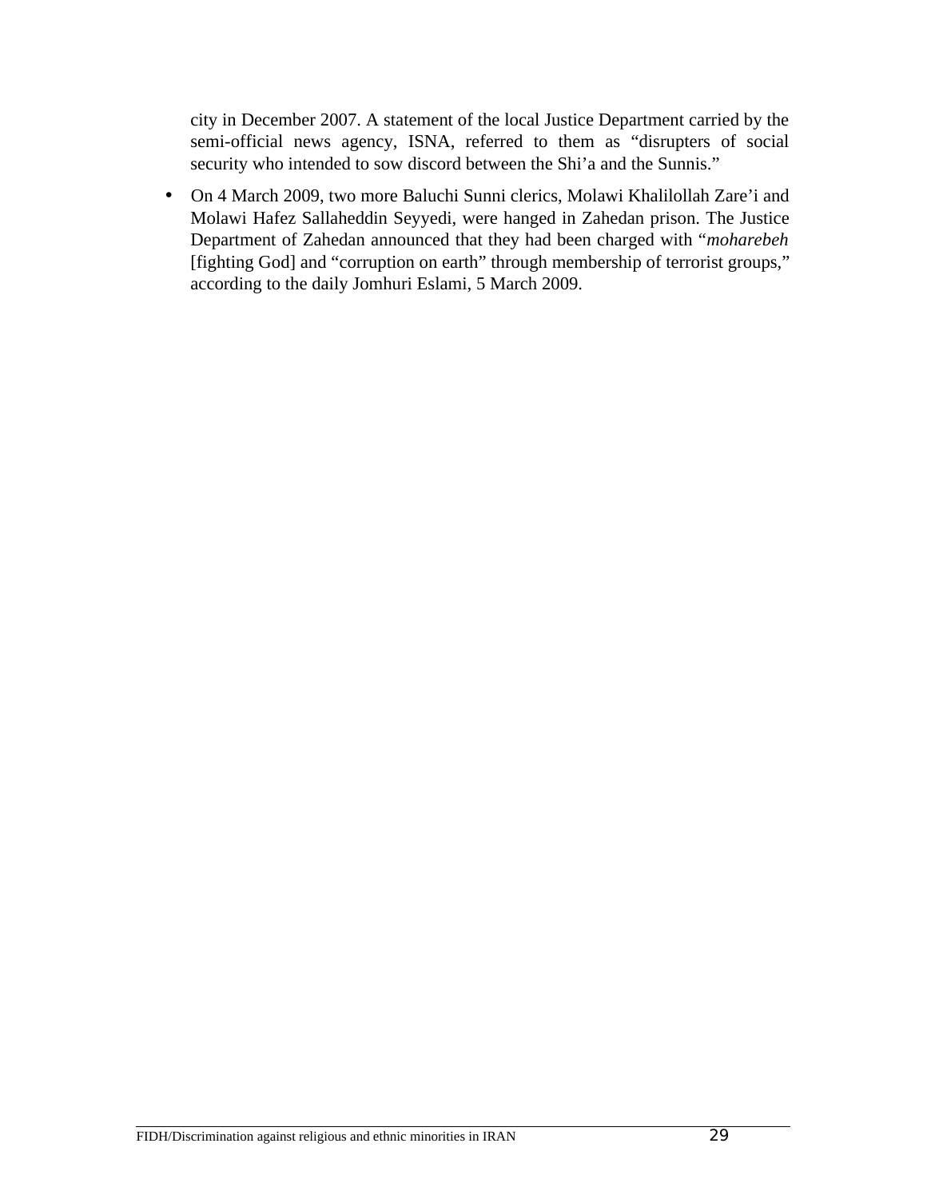city in December 2007. A statement of the local Justice Department carried by the semi-official news agency, ISNA, referred to them as "disrupters of social security who intended to sow discord between the Shi'a and the Sunnis."

- On 4 March 2009, two more Baluchi Sunni clerics, Molawi Khalilollah Zare'i and Molawi Hafez Sallaheddin Seyyedi, were hanged in Zahedan prison. The Justice Department of Zahedan announced that they had been charged with "*moharebeh* [fighting God] and "corruption on earth" through membership of terrorist groups," according to the daily Jomhuri Eslami, 5 March 2009.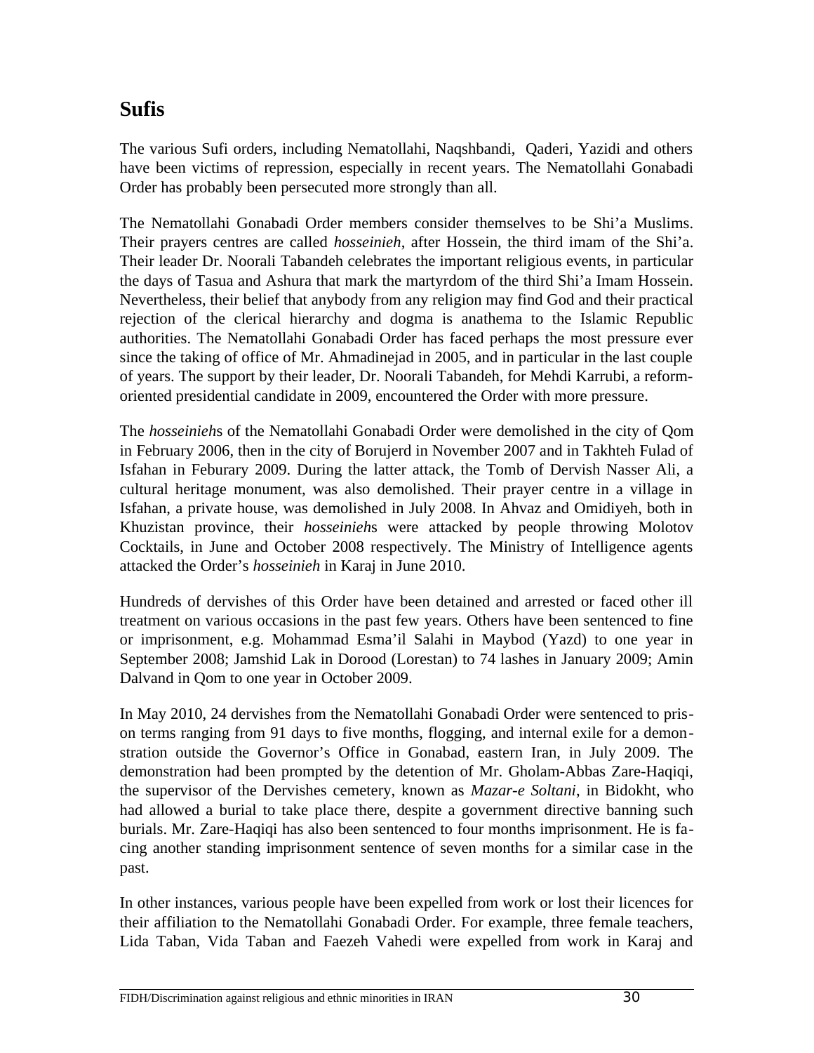## Sufis

The various Sufi orders, including Nematollahi, Naqshbandi, Qaderi, Yazidi and others have been victims of repression, especially in recent years. The Nematollahi Gonabadi Order has probably been persecuted more strongly than all.

The Nematollahi Gonabadi Order members consider themselves to be Shi'a Muslims. Their prayers centres are called *hosseinieh*, after Hossein, the third imam of the Shi'a. Their leader Dr. Noorali Tabandeh celebrates the important religious events, in particular the days of Tasua and Ashura that mark the martyrdom of the third Shi'a Imam Hossein. Nevertheless, their belief that anybody from any religion may find God and their practical rejection of the clerical hierarchy and dogma is anathema to the Islamic Republic authorities. The Nematollahi Gonabadi Order has faced perhaps the most pressure ever since the taking of office of Mr. Ahmadinejad in 2005, and in particular in the last couple of years. The support by their leader, Dr. Noorali Tabandeh, for Mehdi Karrubi, a reform-oriented presidential candidate in 2009, encountered the Order with more pressure.

The *hosseinieh*s of the Nematollahi Gonabadi Order were demolished in the city of Qom in February 2006, then in the city of Borujerd in November 2007 and in Takhteh Fulad of Isfahan in Feburary 2009. During the latter attack, the Tomb of Dervish Nasser Ali, a cultural heritage monument, was also demolished. Their prayer centre in a village in Isfahan, a private house, was demolished in July 2008. In Ahvaz and Omidiyeh, both in Khuzistan province, their *hosseinieh*s were attacked by people throwing Molotov Cocktails, in June and October 2008 respectively. The Ministry of Intelligence agents attacked the Order's *hosseinieh* in Karaj in June 2010.

Hundreds of dervishes of this Order have been detained and arrested or faced other ill treatment on various occasions in the past few years. Others have been sentenced to fine or imprisonment, e.g. Mohammad Esma'il Salahi in Maybod (Yazd) to one year in September 2008; Jamshid Lak in Dorood (Lorestan) to 74 lashes in January 2009; Amin Dalvand in Qom to one year in October 2009.

In May 2010, 24 dervishes from the Nematollahi Gonabadi Order were sentenced to prison terms ranging from 91 days to five months, flogging, and internal exile for a demonstration outside the Governor's Office in Gonabad, eastern Iran, in July 2009. The demonstration had been prompted by the detention of Mr. Gholam-Abbas Zare-Haqiqi, the supervisor of the Dervishes cemetery, known as *Mazar-e Soltani*, in Bidokht, who had allowed a burial to take place there, despite a government directive banning such burials. Mr. Zare-Haqiqi has also been sentenced to four months imprisonment. He is facing another standing imprisonment sentence of seven months for a similar case in the past.

In other instances, various people have been expelled from work or lost their licences for their affiliation to the Nematollahi Gonabadi Order. For example, three female teachers, Lida Taban, Vida Taban and Faezeh Vahedi were expelled from work in Karaj and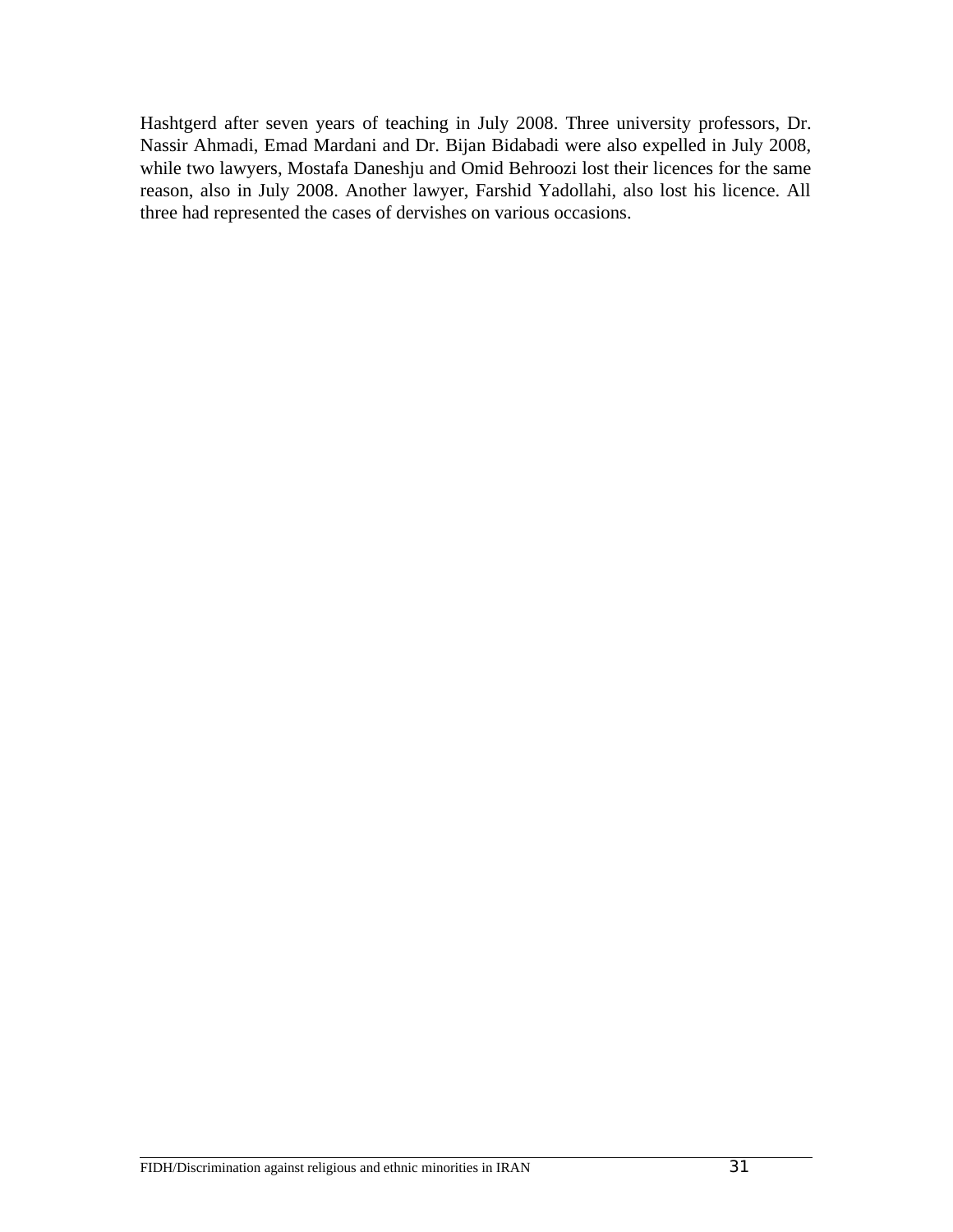Hashtgerd after seven years of teaching in July 2008. Three university professors, Dr. Nassir Ahmadi, Emad Mardani and Dr. Bijan Bidabadi were also expelled in July 2008, while two lawyers, Mostafa Daneshju and Omid Behroozi lost their licences for the same reason, also in July 2008. Another lawyer, Farshid Yadollahi, also lost his licence. All three had represented the cases of dervishes on various occasions.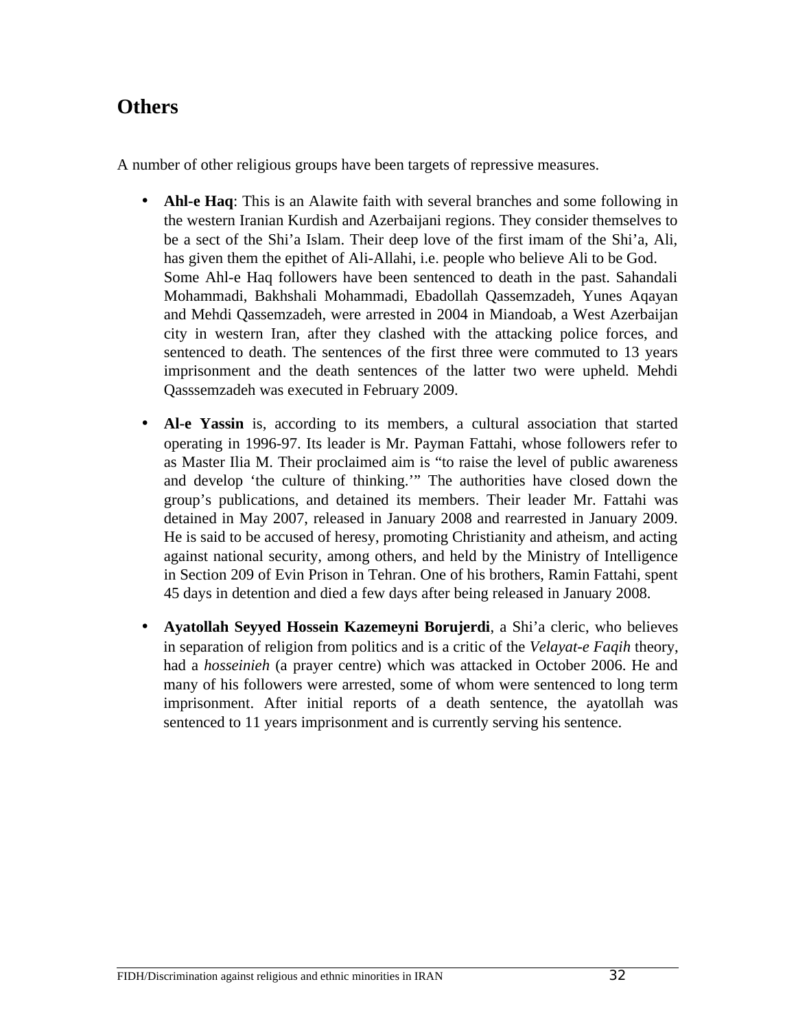## Others

A number of other religious groups have been targets of repressive measures.

- **Ahl-e Haq**: This is an Alawite faith with several branches and some following in the western Iranian Kurdish and Azerbaijani regions. They consider themselves to be a sect of the Shi'a Islam. Their deep love of the first imam of the Shi'a, Ali, has given them the epithet of Ali-Allahi, i.e. people who believe Ali to be God.
  Some Ahl-e Haq followers have been sentenced to death in the past. Sahandali Mohammadi, Bakhshali Mohammadi, Ebadollah Qassemzadeh, Yunes Aqayan and Mehdi Qassemzadeh, were arrested in 2004 in Miandoab, a West Azerbaijan city in western Iran, after they clashed with the attacking police forces, and sentenced to death. The sentences of the first three were commuted to 13 years imprisonment and the death sentences of the latter two were upheld. Mehdi Qasssemzadeh was executed in February 2009.

- **Al-e Yassin** is, according to its members, a cultural association that started operating in 1996-97. Its leader is Mr. Payman Fattahi, whose followers refer to as Master Ilia M. Their proclaimed aim is "to raise the level of public awareness and develop 'the culture of thinking.'" The authorities have closed down the group's publications, and detained its members. Their leader Mr. Fattahi was detained in May 2007, released in January 2008 and rearrested in January 2009. He is said to be accused of heresy, promoting Christianity and atheism, and acting against national security, among others, and held by the Ministry of Intelligence in Section 209 of Evin Prison in Tehran. One of his brothers, Ramin Fattahi, spent 45 days in detention and died a few days after being released in January 2008.

- **Ayatollah Seyyed Hossein Kazemeyni Borujerdi**, a Shi'a cleric, who believes in separation of religion from politics and is a critic of the *Velayat-e Faqih* theory, had a *hosseinieh* (a prayer centre) which was attacked in October 2006. He and many of his followers were arrested, some of whom were sentenced to long term imprisonment. After initial reports of a death sentence, the ayatollah was sentenced to 11 years imprisonment and is currently serving his sentence.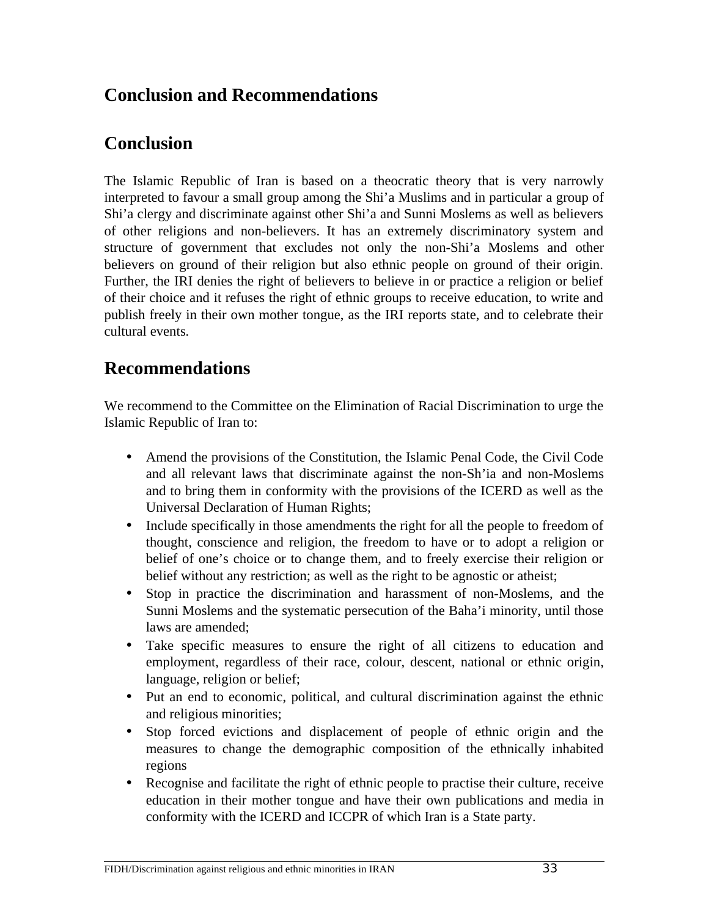# Conclusion and Recommendations

## Conclusion

The Islamic Republic of Iran is based on a theocratic theory that is very narrowly interpreted to favour a small group among the Shi'a Muslims and in particular a group of Shi'a clergy and discriminate against other Shi'a and Sunni Moslems as well as believers of other religions and non-believers. It has an extremely discriminatory system and structure of government that excludes not only the non-Shi'a Moslems and other believers on ground of their religion but also ethnic people on ground of their origin. Further, the IRI denies the right of believers to believe in or practice a religion or belief of their choice and it refuses the right of ethnic groups to receive education, to write and publish freely in their own mother tongue, as the IRI reports state, and to celebrate their cultural events.

## Recommendations

We recommend to the Committee on the Elimination of Racial Discrimination to urge the Islamic Republic of Iran to:

- Amend the provisions of the Constitution, the Islamic Penal Code, the Civil Code and all relevant laws that discriminate against the non-Sh'ia and non-Moslems and to bring them in conformity with the provisions of the ICERD as well as the Universal Declaration of Human Rights;
- Include specifically in those amendments the right for all the people to freedom of thought, conscience and religion, the freedom to have or to adopt a religion or belief of one's choice or to change them, and to freely exercise their religion or belief without any restriction; as well as the right to be agnostic or atheist;
- Stop in practice the discrimination and harassment of non-Moslems, and the Sunni Moslems and the systematic persecution of the Baha'i minority, until those laws are amended;
- Take specific measures to ensure the right of all citizens to education and employment, regardless of their race, colour, descent, national or ethnic origin, language, religion or belief;
- Put an end to economic, political, and cultural discrimination against the ethnic and religious minorities;
- Stop forced evictions and displacement of people of ethnic origin and the measures to change the demographic composition of the ethnically inhabited regions
- Recognise and facilitate the right of ethnic people to practise their culture, receive education in their mother tongue and have their own publications and media in conformity with the ICERD and ICCPR of which Iran is a State party.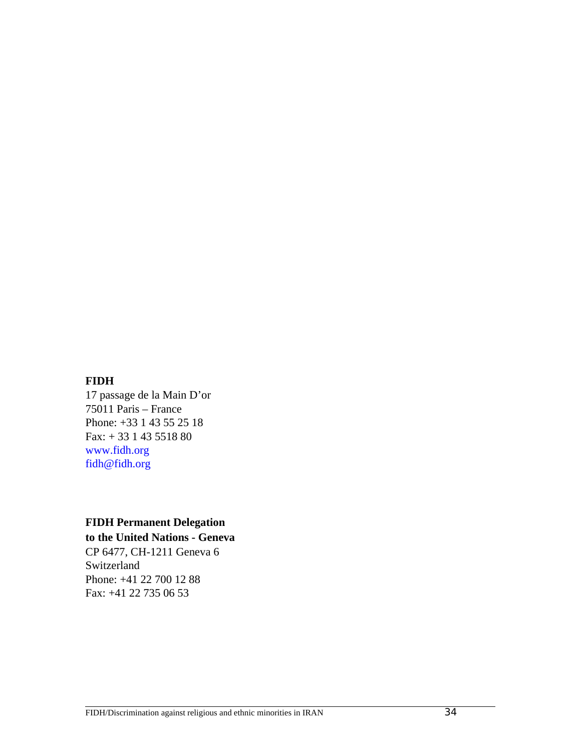**FIDH**
17 passage de la Main D'or
75011 Paris – France
Phone: +33 1 43 55 25 18
Fax: + 33 1 43 5518 80
www.fidh.org
fidh@fidh.org

**FIDH Permanent Delegation**
**to the United Nations - Geneva**
CP 6477, CH-1211 Geneva 6
Switzerland
Phone: +41 22 700 12 88
Fax: +41 22 735 06 53